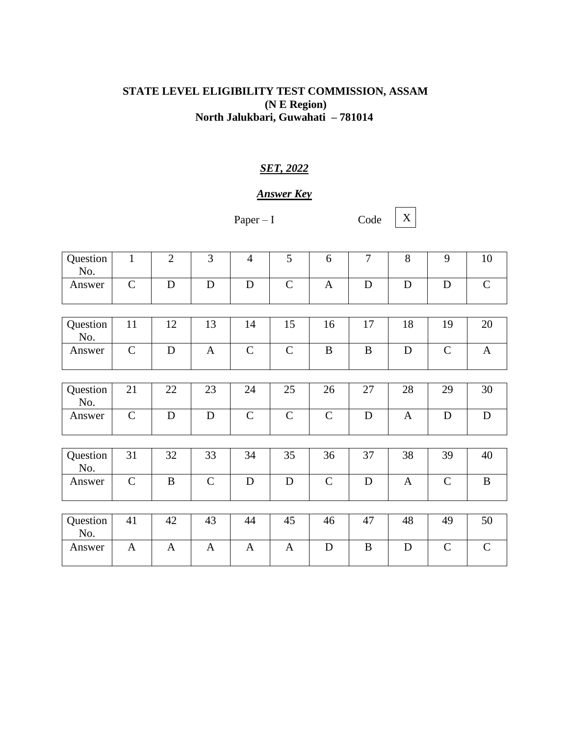**STATE LEVEL ELIGIBILITY TEST COMMISSION, ASSAM**
**(N E Region)**
**North Jalukbari, Guwahati – 781014**

***SET, 2022***

***Answer Key***

Paper – I Code X

| Question No. | 1 | 2 | 3 | 4 | 5 | 6 | 7 | 8 | 9 | 10 |
|---|---|---|---|---|---|---|---|---|---|---|
| Answer | C | D | D | D | C | A | D | D | D | C |

| Question No. | 11 | 12 | 13 | 14 | 15 | 16 | 17 | 18 | 19 | 20 |
|---|---|---|---|---|---|---|---|---|---|---|
| Answer | C | D | A | C | C | B | B | D | C | A |

| Question No. | 21 | 22 | 23 | 24 | 25 | 26 | 27 | 28 | 29 | 30 |
|---|---|---|---|---|---|---|---|---|---|---|
| Answer | C | D | D | C | C | C | D | A | D | D |

| Question No. | 31 | 32 | 33 | 34 | 35 | 36 | 37 | 38 | 39 | 40 |
|---|---|---|---|---|---|---|---|---|---|---|
| Answer | C | B | C | D | D | C | D | A | C | B |

| Question No. | 41 | 42 | 43 | 44 | 45 | 46 | 47 | 48 | 49 | 50 |
|---|---|---|---|---|---|---|---|---|---|---|
| Answer | A | A | A | A | A | D | B | D | C | C |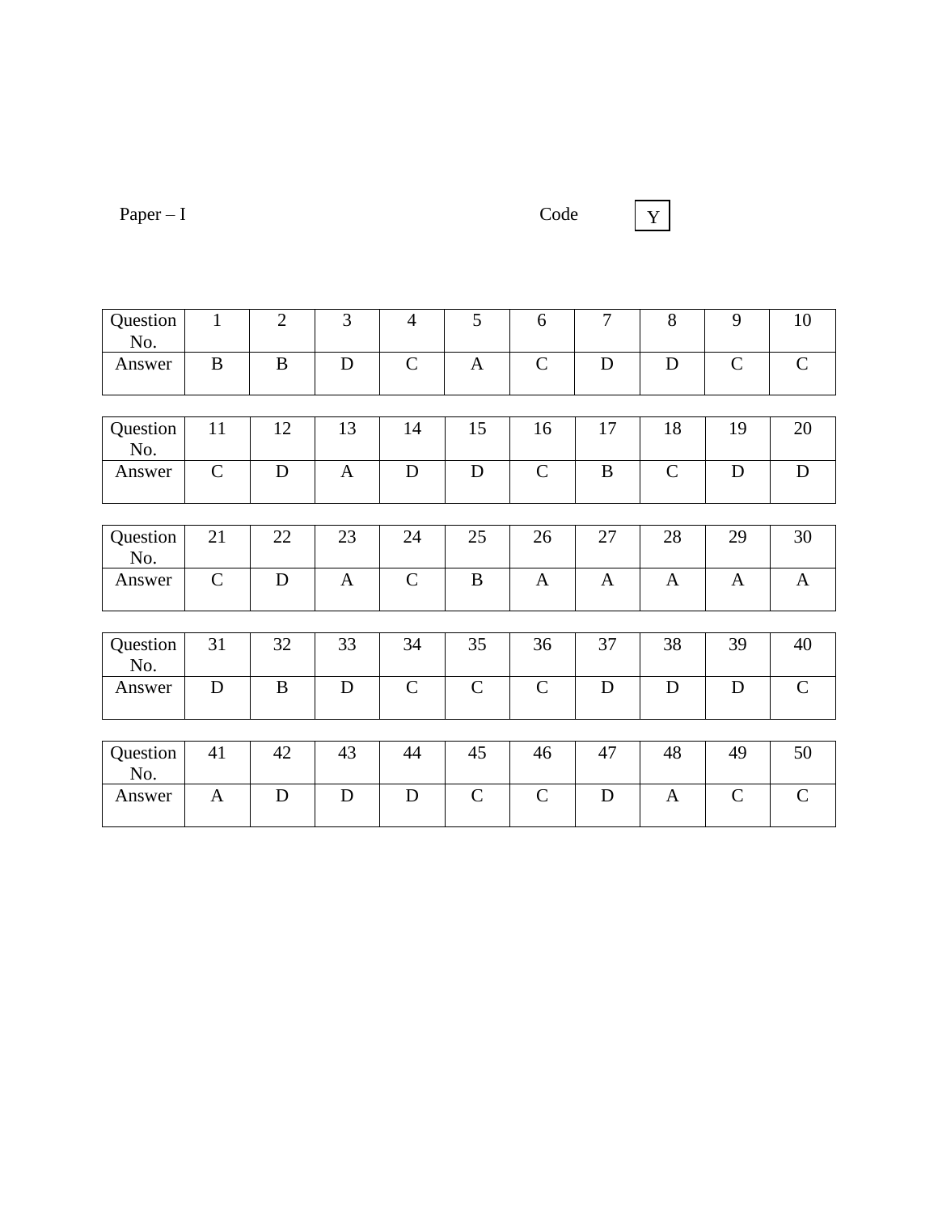Paper – I

Code Y

| Question No. | 1 | 2 | 3 | 4 | 5 | 6 | 7 | 8 | 9 | 10 |
|---|---|---|---|---|---|---|---|---|---|---|
| Answer | B | B | D | C | A | C | D | D | C | C |

| Question No. | 11 | 12 | 13 | 14 | 15 | 16 | 17 | 18 | 19 | 20 |
|---|---|---|---|---|---|---|---|---|---|---|
| Answer | C | D | A | D | D | C | B | C | D | D |

| Question No. | 21 | 22 | 23 | 24 | 25 | 26 | 27 | 28 | 29 | 30 |
|---|---|---|---|---|---|---|---|---|---|---|
| Answer | C | D | A | C | B | A | A | A | A | A |

| Question No. | 31 | 32 | 33 | 34 | 35 | 36 | 37 | 38 | 39 | 40 |
|---|---|---|---|---|---|---|---|---|---|---|
| Answer | D | B | D | C | C | C | D | D | D | C |

| Question No. | 41 | 42 | 43 | 44 | 45 | 46 | 47 | 48 | 49 | 50 |
|---|---|---|---|---|---|---|---|---|---|---|
| Answer | A | D | D | D | C | C | D | A | C | C |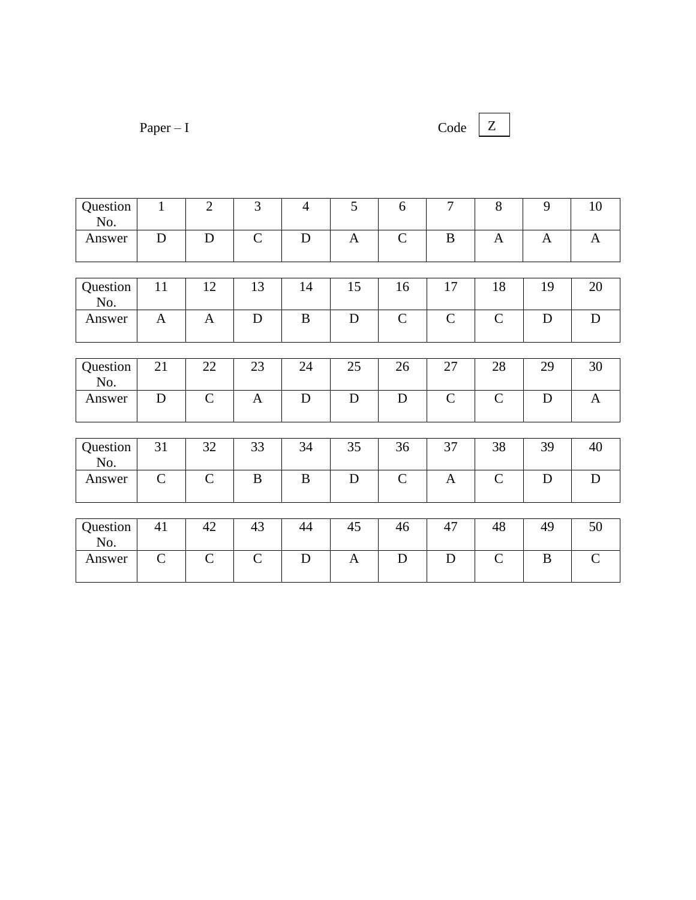Paper – I Code Z

| Question No. | 1 | 2 | 3 | 4 | 5 | 6 | 7 | 8 | 9 | 10 |
|---|---|---|---|---|---|---|---|---|---|---|
| Answer | D | D | C | D | A | C | B | A | A | A |

| Question No. | 11 | 12 | 13 | 14 | 15 | 16 | 17 | 18 | 19 | 20 |
|---|---|---|---|---|---|---|---|---|---|---|
| Answer | A | A | D | B | D | C | C | C | D | D |

| Question No. | 21 | 22 | 23 | 24 | 25 | 26 | 27 | 28 | 29 | 30 |
|---|---|---|---|---|---|---|---|---|---|---|
| Answer | D | C | A | D | D | D | C | C | D | A |

| Question No. | 31 | 32 | 33 | 34 | 35 | 36 | 37 | 38 | 39 | 40 |
|---|---|---|---|---|---|---|---|---|---|---|
| Answer | C | C | B | B | D | C | A | C | D | D |

| Question No. | 41 | 42 | 43 | 44 | 45 | 46 | 47 | 48 | 49 | 50 |
|---|---|---|---|---|---|---|---|---|---|---|
| Answer | C | C | C | D | A | D | D | C | B | C |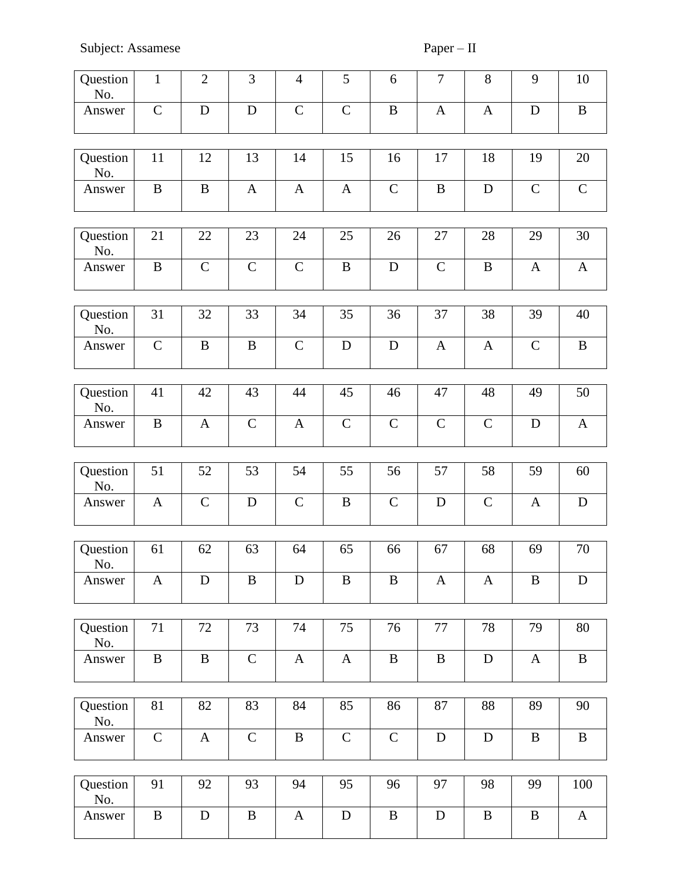Subject: Assamese Paper – II

| Question No. | 1 | 2 | 3 | 4 | 5 | 6 | 7 | 8 | 9 | 10 |
|---|---|---|---|---|---|---|---|---|---|---|
| Answer | C | D | D | C | C | B | A | A | D | B |

| Question No. | 11 | 12 | 13 | 14 | 15 | 16 | 17 | 18 | 19 | 20 |
|---|---|---|---|---|---|---|---|---|---|---|
| Answer | B | B | A | A | A | C | B | D | C | C |

| Question No. | 21 | 22 | 23 | 24 | 25 | 26 | 27 | 28 | 29 | 30 |
|---|---|---|---|---|---|---|---|---|---|---|
| Answer | B | C | C | C | B | D | C | B | A | A |

| Question No. | 31 | 32 | 33 | 34 | 35 | 36 | 37 | 38 | 39 | 40 |
|---|---|---|---|---|---|---|---|---|---|---|
| Answer | C | B | B | C | D | D | A | A | C | B |

| Question No. | 41 | 42 | 43 | 44 | 45 | 46 | 47 | 48 | 49 | 50 |
|---|---|---|---|---|---|---|---|---|---|---|
| Answer | B | A | C | A | C | C | C | C | D | A |

| Question No. | 51 | 52 | 53 | 54 | 55 | 56 | 57 | 58 | 59 | 60 |
|---|---|---|---|---|---|---|---|---|---|---|
| Answer | A | C | D | C | B | C | D | C | A | D |

| Question No. | 61 | 62 | 63 | 64 | 65 | 66 | 67 | 68 | 69 | 70 |
|---|---|---|---|---|---|---|---|---|---|---|
| Answer | A | D | B | D | B | B | A | A | B | D |

| Question No. | 71 | 72 | 73 | 74 | 75 | 76 | 77 | 78 | 79 | 80 |
|---|---|---|---|---|---|---|---|---|---|---|
| Answer | B | B | C | A | A | B | B | D | A | B |

| Question No. | 81 | 82 | 83 | 84 | 85 | 86 | 87 | 88 | 89 | 90 |
|---|---|---|---|---|---|---|---|---|---|---|
| Answer | C | A | C | B | C | C | D | D | B | B |

| Question No. | 91 | 92 | 93 | 94 | 95 | 96 | 97 | 98 | 99 | 100 |
|---|---|---|---|---|---|---|---|---|---|---|
| Answer | B | D | B | A | D | B | D | B | B | A |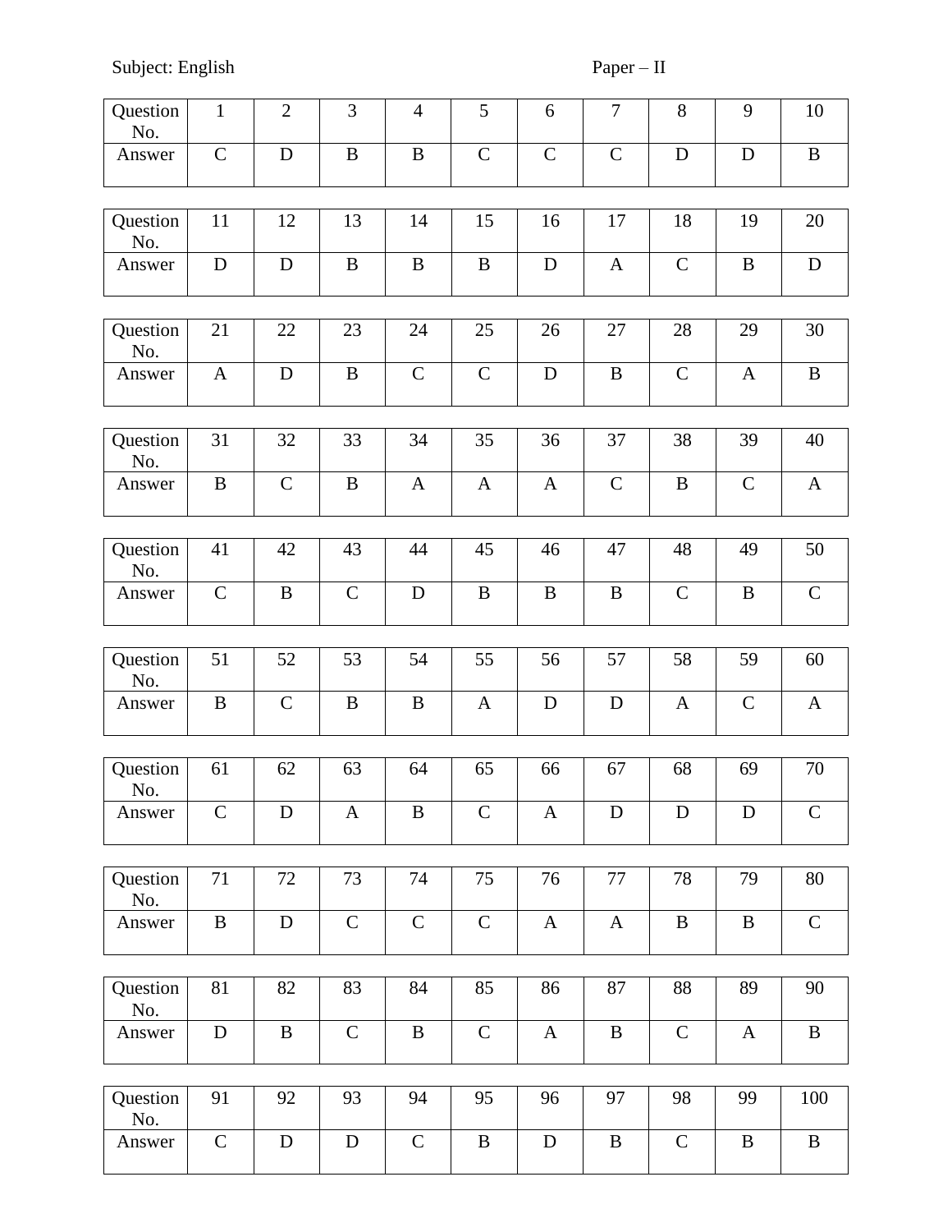Subject: English Paper – II

| Question No. | 1 | 2 | 3 | 4 | 5 | 6 | 7 | 8 | 9 | 10 |
|---|---|---|---|---|---|---|---|---|---|---|
| Answer | C | D | B | B | C | C | C | D | D | B |

| Question No. | 11 | 12 | 13 | 14 | 15 | 16 | 17 | 18 | 19 | 20 |
|---|---|---|---|---|---|---|---|---|---|---|
| Answer | D | D | B | B | B | D | A | C | B | D |

| Question No. | 21 | 22 | 23 | 24 | 25 | 26 | 27 | 28 | 29 | 30 |
|---|---|---|---|---|---|---|---|---|---|---|
| Answer | A | D | B | C | C | D | B | C | A | B |

| Question No. | 31 | 32 | 33 | 34 | 35 | 36 | 37 | 38 | 39 | 40 |
|---|---|---|---|---|---|---|---|---|---|---|
| Answer | B | C | B | A | A | A | C | B | C | A |

| Question No. | 41 | 42 | 43 | 44 | 45 | 46 | 47 | 48 | 49 | 50 |
|---|---|---|---|---|---|---|---|---|---|---|
| Answer | C | B | C | D | B | B | B | C | B | C |

| Question No. | 51 | 52 | 53 | 54 | 55 | 56 | 57 | 58 | 59 | 60 |
|---|---|---|---|---|---|---|---|---|---|---|
| Answer | B | C | B | B | A | D | D | A | C | A |

| Question No. | 61 | 62 | 63 | 64 | 65 | 66 | 67 | 68 | 69 | 70 |
|---|---|---|---|---|---|---|---|---|---|---|
| Answer | C | D | A | B | C | A | D | D | D | C |

| Question No. | 71 | 72 | 73 | 74 | 75 | 76 | 77 | 78 | 79 | 80 |
|---|---|---|---|---|---|---|---|---|---|---|
| Answer | B | D | C | C | C | A | A | B | B | C |

| Question No. | 81 | 82 | 83 | 84 | 85 | 86 | 87 | 88 | 89 | 90 |
|---|---|---|---|---|---|---|---|---|---|---|
| Answer | D | B | C | B | C | A | B | C | A | B |

| Question No. | 91 | 92 | 93 | 94 | 95 | 96 | 97 | 98 | 99 | 100 |
|---|---|---|---|---|---|---|---|---|---|---|
| Answer | C | D | D | C | B | D | B | C | B | B |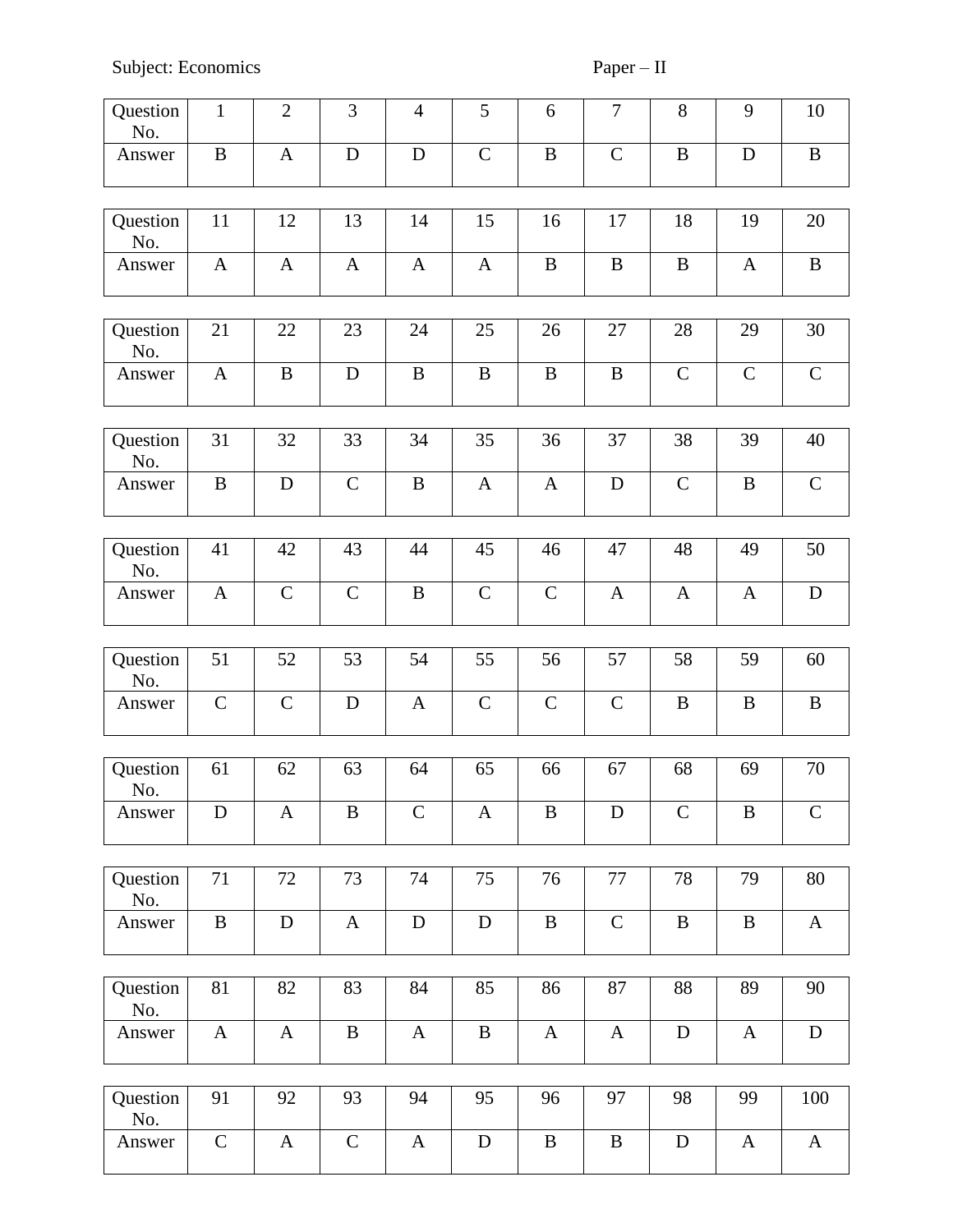Subject: Economics                                                    Paper – II

| Question No. | 1 | 2 | 3 | 4 | 5 | 6 | 7 | 8 | 9 | 10 |
|---|---|---|---|---|---|---|---|---|---|---|
| Answer | B | A | D | D | C | B | C | B | D | B |

| Question No. | 11 | 12 | 13 | 14 | 15 | 16 | 17 | 18 | 19 | 20 |
|---|---|---|---|---|---|---|---|---|---|---|
| Answer | A | A | A | A | A | B | B | B | A | B |

| Question No. | 21 | 22 | 23 | 24 | 25 | 26 | 27 | 28 | 29 | 30 |
|---|---|---|---|---|---|---|---|---|---|---|
| Answer | A | B | D | B | B | B | B | C | C | C |

| Question No. | 31 | 32 | 33 | 34 | 35 | 36 | 37 | 38 | 39 | 40 |
|---|---|---|---|---|---|---|---|---|---|---|
| Answer | B | D | C | B | A | A | D | C | B | C |

| Question No. | 41 | 42 | 43 | 44 | 45 | 46 | 47 | 48 | 49 | 50 |
|---|---|---|---|---|---|---|---|---|---|---|
| Answer | A | C | C | B | C | C | A | A | A | D |

| Question No. | 51 | 52 | 53 | 54 | 55 | 56 | 57 | 58 | 59 | 60 |
|---|---|---|---|---|---|---|---|---|---|---|
| Answer | C | C | D | A | C | C | C | B | B | B |

| Question No. | 61 | 62 | 63 | 64 | 65 | 66 | 67 | 68 | 69 | 70 |
|---|---|---|---|---|---|---|---|---|---|---|
| Answer | D | A | B | C | A | B | D | C | B | C |

| Question No. | 71 | 72 | 73 | 74 | 75 | 76 | 77 | 78 | 79 | 80 |
|---|---|---|---|---|---|---|---|---|---|---|
| Answer | B | D | A | D | D | B | C | B | B | A |

| Question No. | 81 | 82 | 83 | 84 | 85 | 86 | 87 | 88 | 89 | 90 |
|---|---|---|---|---|---|---|---|---|---|---|
| Answer | A | A | B | A | B | A | A | D | A | D |

| Question No. | 91 | 92 | 93 | 94 | 95 | 96 | 97 | 98 | 99 | 100 |
|---|---|---|---|---|---|---|---|---|---|---|
| Answer | C | A | C | A | D | B | B | D | A | A |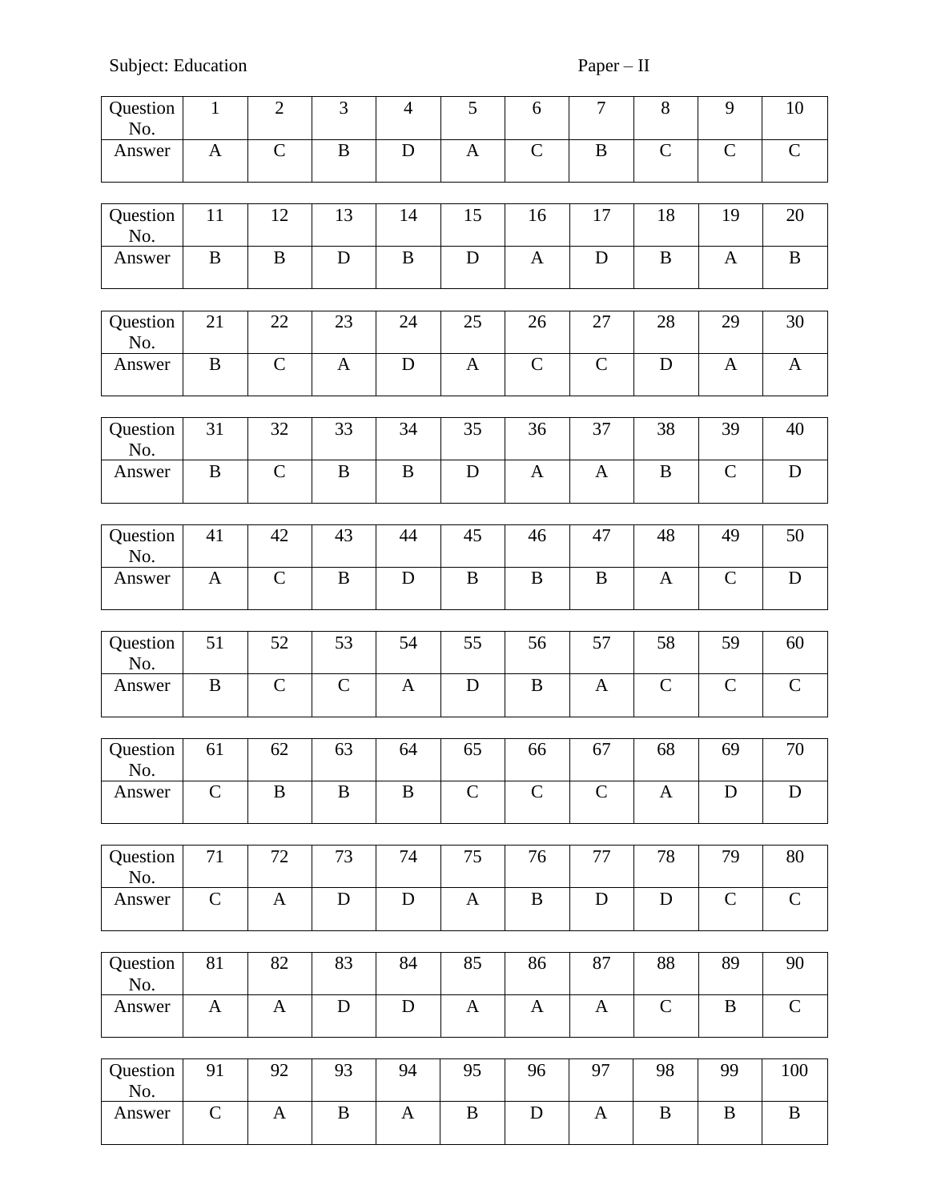Subject: Education Paper – II

| Question No. | 1 | 2 | 3 | 4 | 5 | 6 | 7 | 8 | 9 | 10 |
|---|---|---|---|---|---|---|---|---|---|---|
| Answer | A | C | B | D | A | C | B | C | C | C |

| Question No. | 11 | 12 | 13 | 14 | 15 | 16 | 17 | 18 | 19 | 20 |
|---|---|---|---|---|---|---|---|---|---|---|
| Answer | B | B | D | B | D | A | D | B | A | B |

| Question No. | 21 | 22 | 23 | 24 | 25 | 26 | 27 | 28 | 29 | 30 |
|---|---|---|---|---|---|---|---|---|---|---|
| Answer | B | C | A | D | A | C | C | D | A | A |

| Question No. | 31 | 32 | 33 | 34 | 35 | 36 | 37 | 38 | 39 | 40 |
|---|---|---|---|---|---|---|---|---|---|---|
| Answer | B | C | B | B | D | A | A | B | C | D |

| Question No. | 41 | 42 | 43 | 44 | 45 | 46 | 47 | 48 | 49 | 50 |
|---|---|---|---|---|---|---|---|---|---|---|
| Answer | A | C | B | D | B | B | B | A | C | D |

| Question No. | 51 | 52 | 53 | 54 | 55 | 56 | 57 | 58 | 59 | 60 |
|---|---|---|---|---|---|---|---|---|---|---|
| Answer | B | C | C | A | D | B | A | C | C | C |

| Question No. | 61 | 62 | 63 | 64 | 65 | 66 | 67 | 68 | 69 | 70 |
|---|---|---|---|---|---|---|---|---|---|---|
| Answer | C | B | B | B | C | C | C | A | D | D |

| Question No. | 71 | 72 | 73 | 74 | 75 | 76 | 77 | 78 | 79 | 80 |
|---|---|---|---|---|---|---|---|---|---|---|
| Answer | C | A | D | D | A | B | D | D | C | C |

| Question No. | 81 | 82 | 83 | 84 | 85 | 86 | 87 | 88 | 89 | 90 |
|---|---|---|---|---|---|---|---|---|---|---|
| Answer | A | A | D | D | A | A | A | C | B | C |

| Question No. | 91 | 92 | 93 | 94 | 95 | 96 | 97 | 98 | 99 | 100 |
|---|---|---|---|---|---|---|---|---|---|---|
| Answer | C | A | B | A | B | D | A | B | B | B |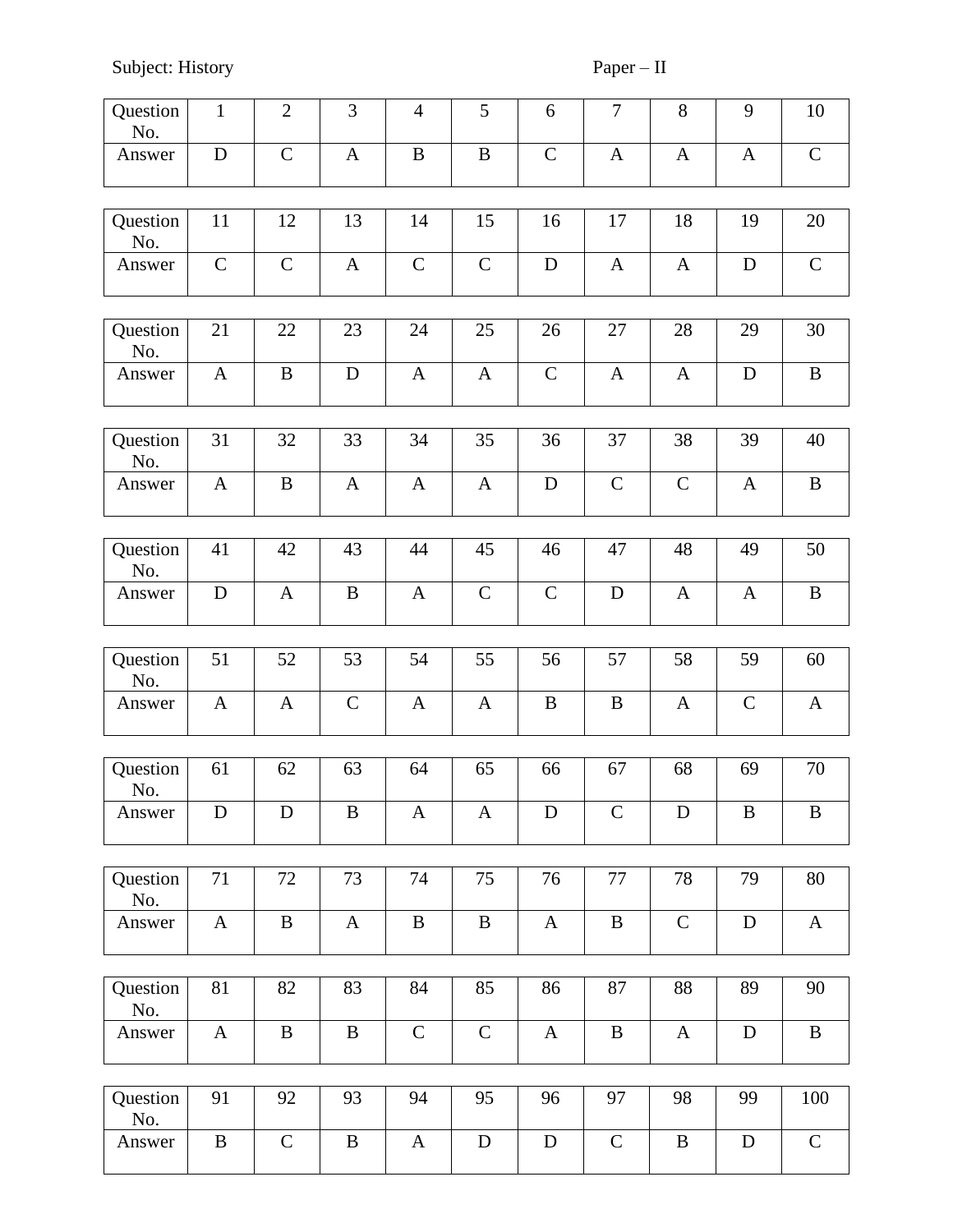Subject: History Paper – II

| Question No. | 1 | 2 | 3 | 4 | 5 | 6 | 7 | 8 | 9 | 10 |
|---|---|---|---|---|---|---|---|---|---|---|
| Answer | D | C | A | B | B | C | A | A | A | C |

| Question No. | 11 | 12 | 13 | 14 | 15 | 16 | 17 | 18 | 19 | 20 |
|---|---|---|---|---|---|---|---|---|---|---|
| Answer | C | C | A | C | C | D | A | A | D | C |

| Question No. | 21 | 22 | 23 | 24 | 25 | 26 | 27 | 28 | 29 | 30 |
|---|---|---|---|---|---|---|---|---|---|---|
| Answer | A | B | D | A | A | C | A | A | D | B |

| Question No. | 31 | 32 | 33 | 34 | 35 | 36 | 37 | 38 | 39 | 40 |
|---|---|---|---|---|---|---|---|---|---|---|
| Answer | A | B | A | A | A | D | C | C | A | B |

| Question No. | 41 | 42 | 43 | 44 | 45 | 46 | 47 | 48 | 49 | 50 |
|---|---|---|---|---|---|---|---|---|---|---|
| Answer | D | A | B | A | C | C | D | A | A | B |

| Question No. | 51 | 52 | 53 | 54 | 55 | 56 | 57 | 58 | 59 | 60 |
|---|---|---|---|---|---|---|---|---|---|---|
| Answer | A | A | C | A | A | B | B | A | C | A |

| Question No. | 61 | 62 | 63 | 64 | 65 | 66 | 67 | 68 | 69 | 70 |
|---|---|---|---|---|---|---|---|---|---|---|
| Answer | D | D | B | A | A | D | C | D | B | B |

| Question No. | 71 | 72 | 73 | 74 | 75 | 76 | 77 | 78 | 79 | 80 |
|---|---|---|---|---|---|---|---|---|---|---|
| Answer | A | B | A | B | B | A | B | C | D | A |

| Question No. | 81 | 82 | 83 | 84 | 85 | 86 | 87 | 88 | 89 | 90 |
|---|---|---|---|---|---|---|---|---|---|---|
| Answer | A | B | B | C | C | A | B | A | D | B |

| Question No. | 91 | 92 | 93 | 94 | 95 | 96 | 97 | 98 | 99 | 100 |
|---|---|---|---|---|---|---|---|---|---|---|
| Answer | B | C | B | A | D | D | C | B | D | C |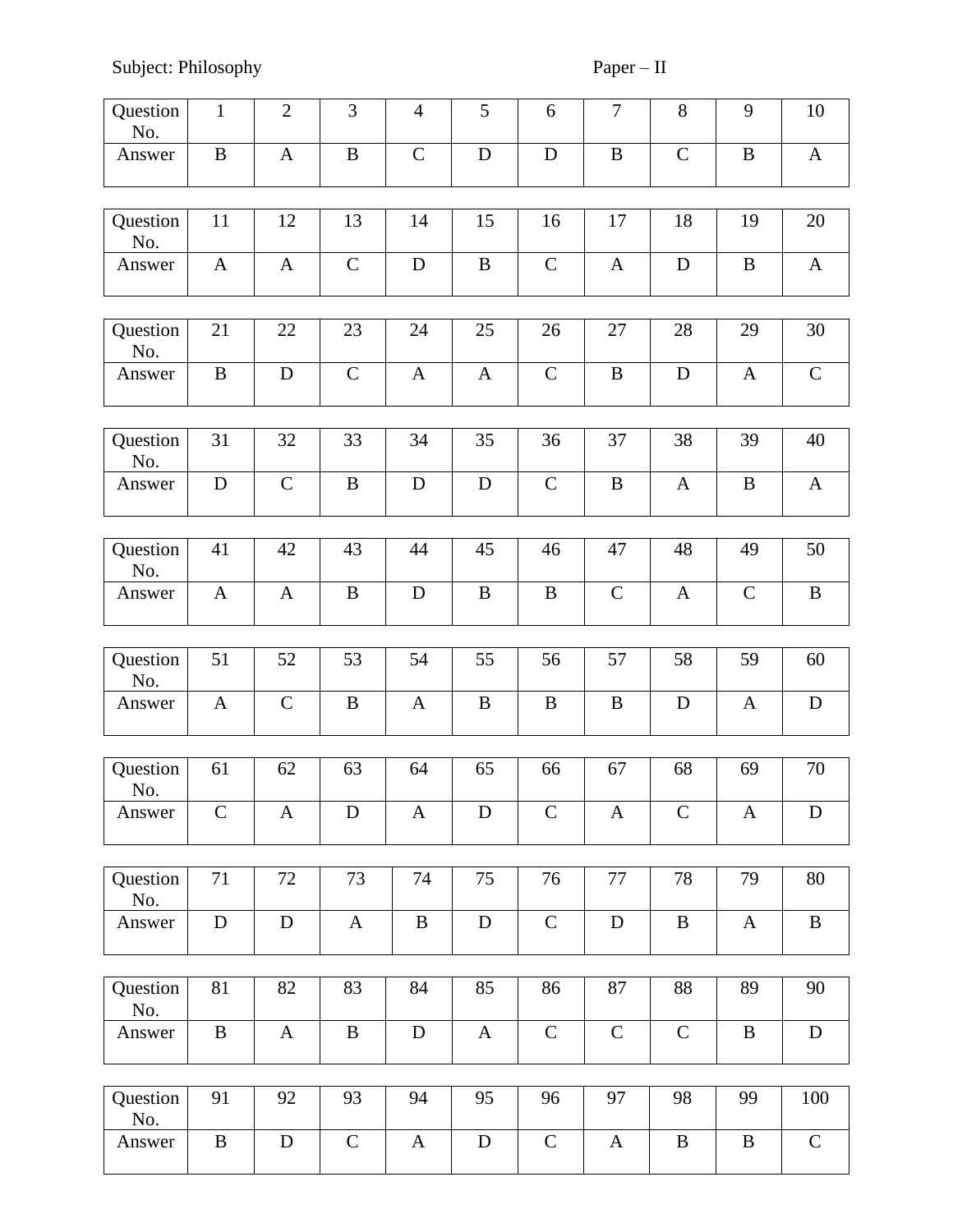Subject: Philosophy Paper – II

| Question No. | 1 | 2 | 3 | 4 | 5 | 6 | 7 | 8 | 9 | 10 |
|---|---|---|---|---|---|---|---|---|---|---|
| Answer | B | A | B | C | D | D | B | C | B | A |

| Question No. | 11 | 12 | 13 | 14 | 15 | 16 | 17 | 18 | 19 | 20 |
|---|---|---|---|---|---|---|---|---|---|---|
| Answer | A | A | C | D | B | C | A | D | B | A |

| Question No. | 21 | 22 | 23 | 24 | 25 | 26 | 27 | 28 | 29 | 30 |
|---|---|---|---|---|---|---|---|---|---|---|
| Answer | B | D | C | A | A | C | B | D | A | C |

| Question No. | 31 | 32 | 33 | 34 | 35 | 36 | 37 | 38 | 39 | 40 |
|---|---|---|---|---|---|---|---|---|---|---|
| Answer | D | C | B | D | D | C | B | A | B | A |

| Question No. | 41 | 42 | 43 | 44 | 45 | 46 | 47 | 48 | 49 | 50 |
|---|---|---|---|---|---|---|---|---|---|---|
| Answer | A | A | B | D | B | B | C | A | C | B |

| Question No. | 51 | 52 | 53 | 54 | 55 | 56 | 57 | 58 | 59 | 60 |
|---|---|---|---|---|---|---|---|---|---|---|
| Answer | A | C | B | A | B | B | B | D | A | D |

| Question No. | 61 | 62 | 63 | 64 | 65 | 66 | 67 | 68 | 69 | 70 |
|---|---|---|---|---|---|---|---|---|---|---|
| Answer | C | A | D | A | D | C | A | C | A | D |

| Question No. | 71 | 72 | 73 | 74 | 75 | 76 | 77 | 78 | 79 | 80 |
|---|---|---|---|---|---|---|---|---|---|---|
| Answer | D | D | A | B | D | C | D | B | A | B |

| Question No. | 81 | 82 | 83 | 84 | 85 | 86 | 87 | 88 | 89 | 90 |
|---|---|---|---|---|---|---|---|---|---|---|
| Answer | B | A | B | D | A | C | C | C | B | D |

| Question No. | 91 | 92 | 93 | 94 | 95 | 96 | 97 | 98 | 99 | 100 |
|---|---|---|---|---|---|---|---|---|---|---|
| Answer | B | D | C | A | D | C | A | B | B | C |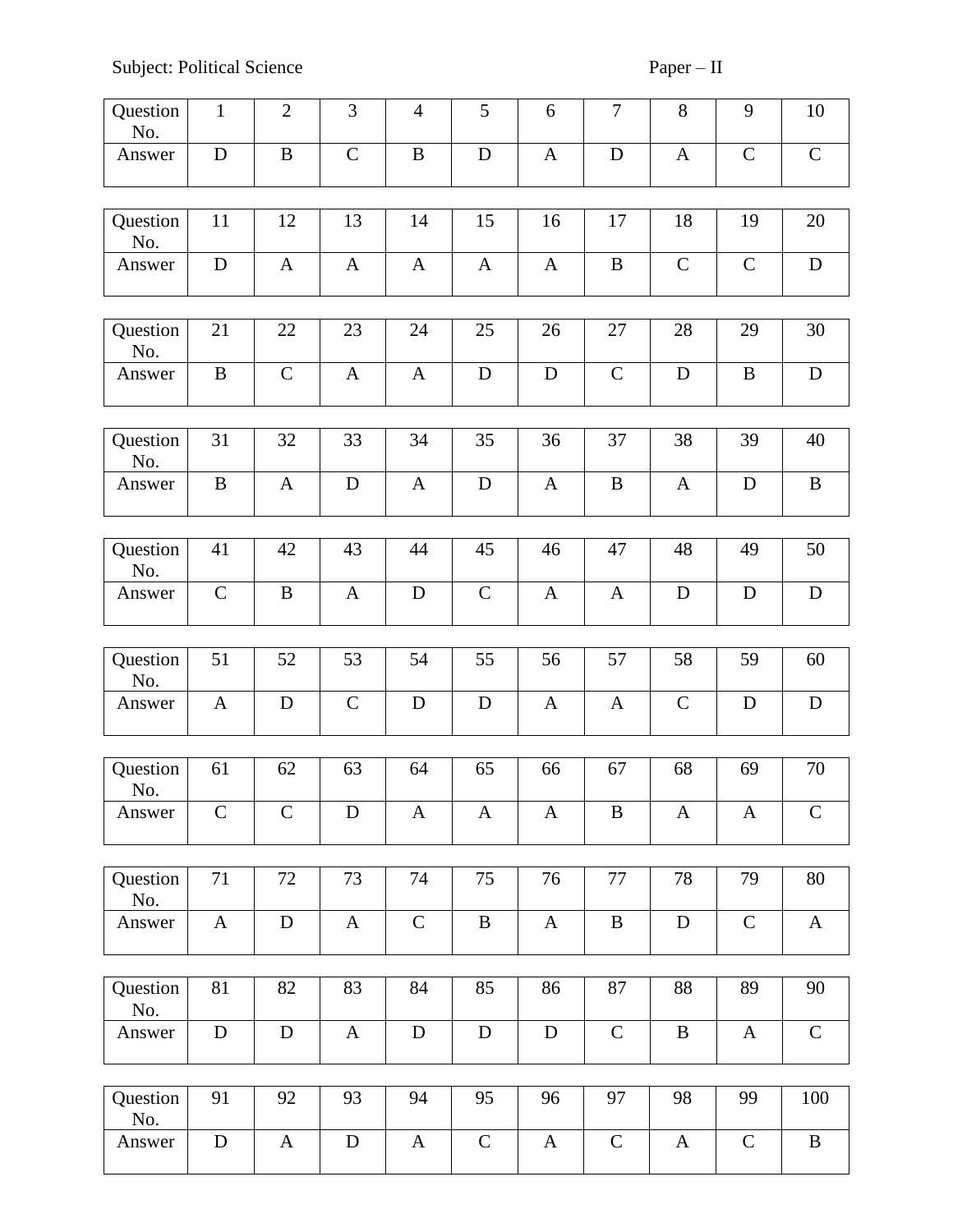Subject: Political Science Paper – II

| Question No. | 1 | 2 | 3 | 4 | 5 | 6 | 7 | 8 | 9 | 10 |
|---|---|---|---|---|---|---|---|---|---|---|
| Answer | D | B | C | B | D | A | D | A | C | C |

| Question No. | 11 | 12 | 13 | 14 | 15 | 16 | 17 | 18 | 19 | 20 |
|---|---|---|---|---|---|---|---|---|---|---|
| Answer | D | A | A | A | A | A | B | C | C | D |

| Question No. | 21 | 22 | 23 | 24 | 25 | 26 | 27 | 28 | 29 | 30 |
|---|---|---|---|---|---|---|---|---|---|---|
| Answer | B | C | A | A | D | D | C | D | B | D |

| Question No. | 31 | 32 | 33 | 34 | 35 | 36 | 37 | 38 | 39 | 40 |
|---|---|---|---|---|---|---|---|---|---|---|
| Answer | B | A | D | A | D | A | B | A | D | B |

| Question No. | 41 | 42 | 43 | 44 | 45 | 46 | 47 | 48 | 49 | 50 |
|---|---|---|---|---|---|---|---|---|---|---|
| Answer | C | B | A | D | C | A | A | D | D | D |

| Question No. | 51 | 52 | 53 | 54 | 55 | 56 | 57 | 58 | 59 | 60 |
|---|---|---|---|---|---|---|---|---|---|---|
| Answer | A | D | C | D | D | A | A | C | D | D |

| Question No. | 61 | 62 | 63 | 64 | 65 | 66 | 67 | 68 | 69 | 70 |
|---|---|---|---|---|---|---|---|---|---|---|
| Answer | C | C | D | A | A | A | B | A | A | C |

| Question No. | 71 | 72 | 73 | 74 | 75 | 76 | 77 | 78 | 79 | 80 |
|---|---|---|---|---|---|---|---|---|---|---|
| Answer | A | D | A | C | B | A | B | D | C | A |

| Question No. | 81 | 82 | 83 | 84 | 85 | 86 | 87 | 88 | 89 | 90 |
|---|---|---|---|---|---|---|---|---|---|---|
| Answer | D | D | A | D | D | D | C | B | A | C |

| Question No. | 91 | 92 | 93 | 94 | 95 | 96 | 97 | 98 | 99 | 100 |
|---|---|---|---|---|---|---|---|---|---|---|
| Answer | D | A | D | A | C | A | C | A | C | B |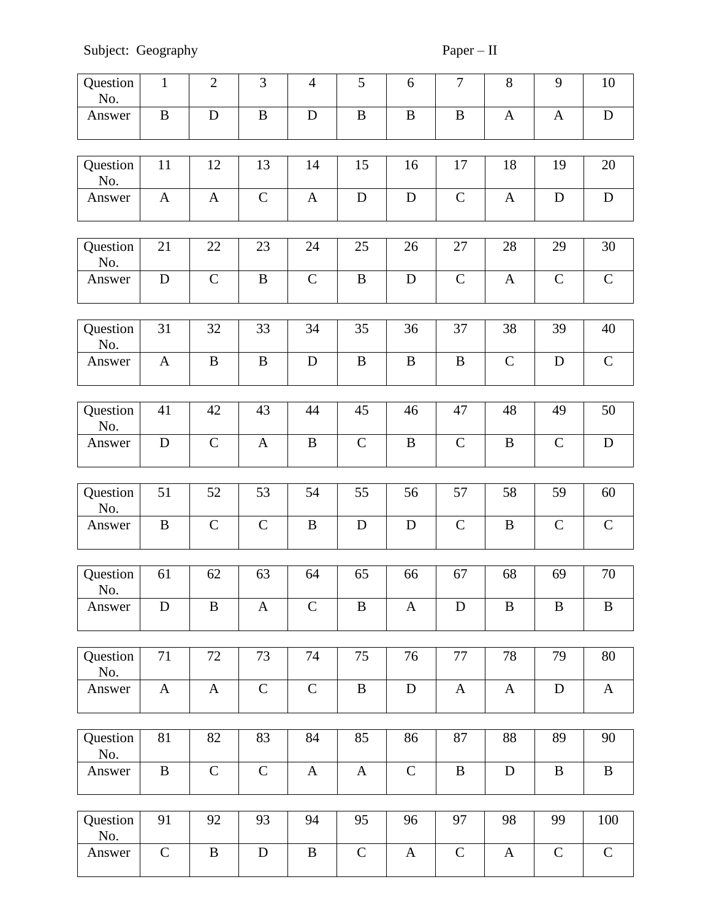Subject: Geography Paper – II

| Question No. | 1 | 2 | 3 | 4 | 5 | 6 | 7 | 8 | 9 | 10 |
|---|---|---|---|---|---|---|---|---|---|---|
| Answer | B | D | B | D | B | B | B | A | A | D |

| Question No. | 11 | 12 | 13 | 14 | 15 | 16 | 17 | 18 | 19 | 20 |
|---|---|---|---|---|---|---|---|---|---|---|
| Answer | A | A | C | A | D | D | C | A | D | D |

| Question No. | 21 | 22 | 23 | 24 | 25 | 26 | 27 | 28 | 29 | 30 |
|---|---|---|---|---|---|---|---|---|---|---|
| Answer | D | C | B | C | B | D | C | A | C | C |

| Question No. | 31 | 32 | 33 | 34 | 35 | 36 | 37 | 38 | 39 | 40 |
|---|---|---|---|---|---|---|---|---|---|---|
| Answer | A | B | B | D | B | B | B | C | D | C |

| Question No. | 41 | 42 | 43 | 44 | 45 | 46 | 47 | 48 | 49 | 50 |
|---|---|---|---|---|---|---|---|---|---|---|
| Answer | D | C | A | B | C | B | C | B | C | D |

| Question No. | 51 | 52 | 53 | 54 | 55 | 56 | 57 | 58 | 59 | 60 |
|---|---|---|---|---|---|---|---|---|---|---|
| Answer | B | C | C | B | D | D | C | B | C | C |

| Question No. | 61 | 62 | 63 | 64 | 65 | 66 | 67 | 68 | 69 | 70 |
|---|---|---|---|---|---|---|---|---|---|---|
| Answer | D | B | A | C | B | A | D | B | B | B |

| Question No. | 71 | 72 | 73 | 74 | 75 | 76 | 77 | 78 | 79 | 80 |
|---|---|---|---|---|---|---|---|---|---|---|
| Answer | A | A | C | C | B | D | A | A | D | A |

| Question No. | 81 | 82 | 83 | 84 | 85 | 86 | 87 | 88 | 89 | 90 |
|---|---|---|---|---|---|---|---|---|---|---|
| Answer | B | C | C | A | A | C | B | D | B | B |

| Question No. | 91 | 92 | 93 | 94 | 95 | 96 | 97 | 98 | 99 | 100 |
|---|---|---|---|---|---|---|---|---|---|---|
| Answer | C | B | D | B | C | A | C | A | C | C |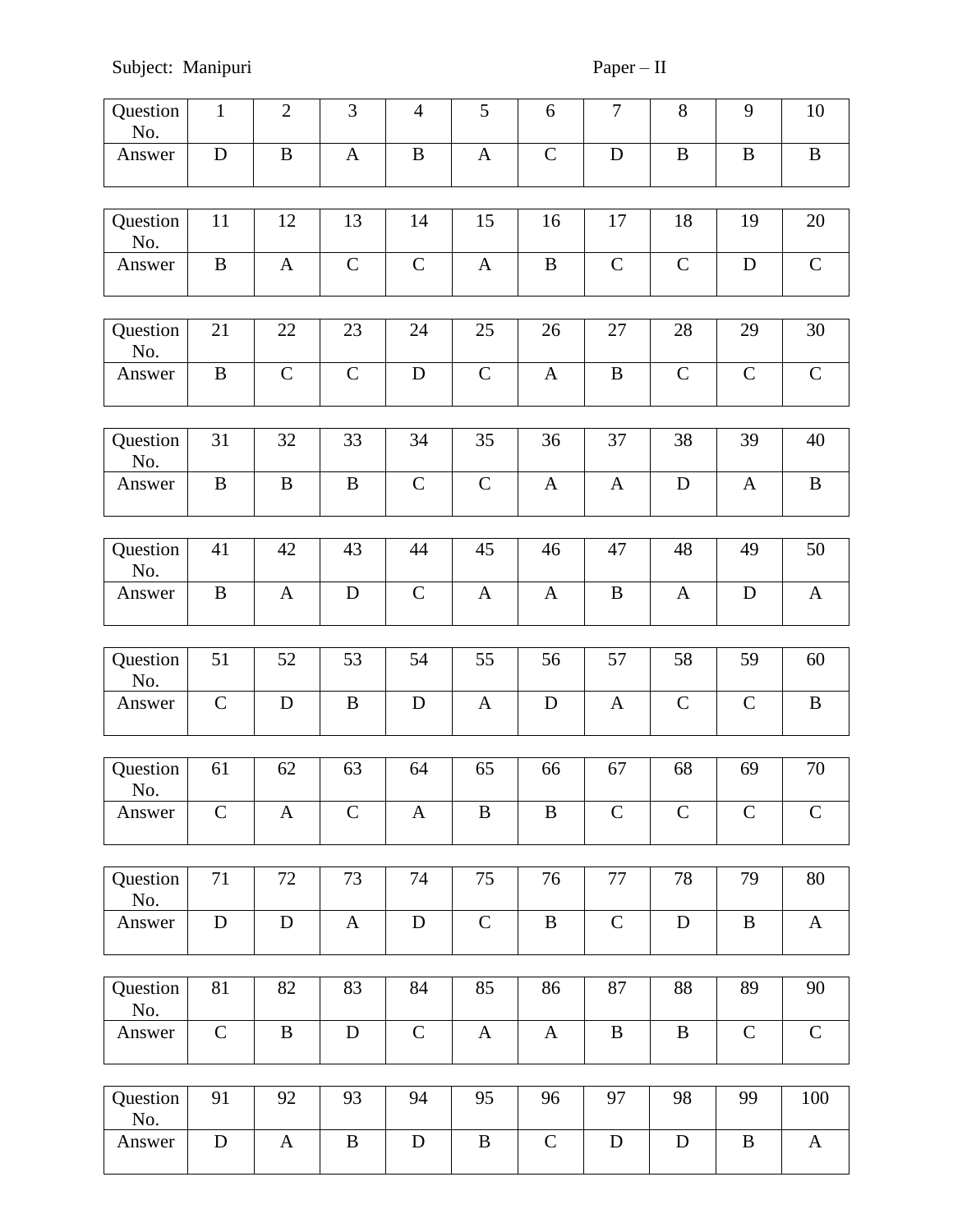Subject: Manipuri　　　　　　　　　　　　　　　　　Paper – II

| Question No. | 1 | 2 | 3 | 4 | 5 | 6 | 7 | 8 | 9 | 10 |
|---|---|---|---|---|---|---|---|---|---|---|
| Answer | D | B | A | B | A | C | D | B | B | B |

| Question No. | 11 | 12 | 13 | 14 | 15 | 16 | 17 | 18 | 19 | 20 |
|---|---|---|---|---|---|---|---|---|---|---|
| Answer | B | A | C | C | A | B | C | C | D | C |

| Question No. | 21 | 22 | 23 | 24 | 25 | 26 | 27 | 28 | 29 | 30 |
|---|---|---|---|---|---|---|---|---|---|---|
| Answer | B | C | C | D | C | A | B | C | C | C |

| Question No. | 31 | 32 | 33 | 34 | 35 | 36 | 37 | 38 | 39 | 40 |
|---|---|---|---|---|---|---|---|---|---|---|
| Answer | B | B | B | C | C | A | A | D | A | B |

| Question No. | 41 | 42 | 43 | 44 | 45 | 46 | 47 | 48 | 49 | 50 |
|---|---|---|---|---|---|---|---|---|---|---|
| Answer | B | A | D | C | A | A | B | A | D | A |

| Question No. | 51 | 52 | 53 | 54 | 55 | 56 | 57 | 58 | 59 | 60 |
|---|---|---|---|---|---|---|---|---|---|---|
| Answer | C | D | B | D | A | D | A | C | C | B |

| Question No. | 61 | 62 | 63 | 64 | 65 | 66 | 67 | 68 | 69 | 70 |
|---|---|---|---|---|---|---|---|---|---|---|
| Answer | C | A | C | A | B | B | C | C | C | C |

| Question No. | 71 | 72 | 73 | 74 | 75 | 76 | 77 | 78 | 79 | 80 |
|---|---|---|---|---|---|---|---|---|---|---|
| Answer | D | D | A | D | C | B | C | D | B | A |

| Question No. | 81 | 82 | 83 | 84 | 85 | 86 | 87 | 88 | 89 | 90 |
|---|---|---|---|---|---|---|---|---|---|---|
| Answer | C | B | D | C | A | A | B | B | C | C |

| Question No. | 91 | 92 | 93 | 94 | 95 | 96 | 97 | 98 | 99 | 100 |
|---|---|---|---|---|---|---|---|---|---|---|
| Answer | D | A | B | D | B | C | D | D | B | A |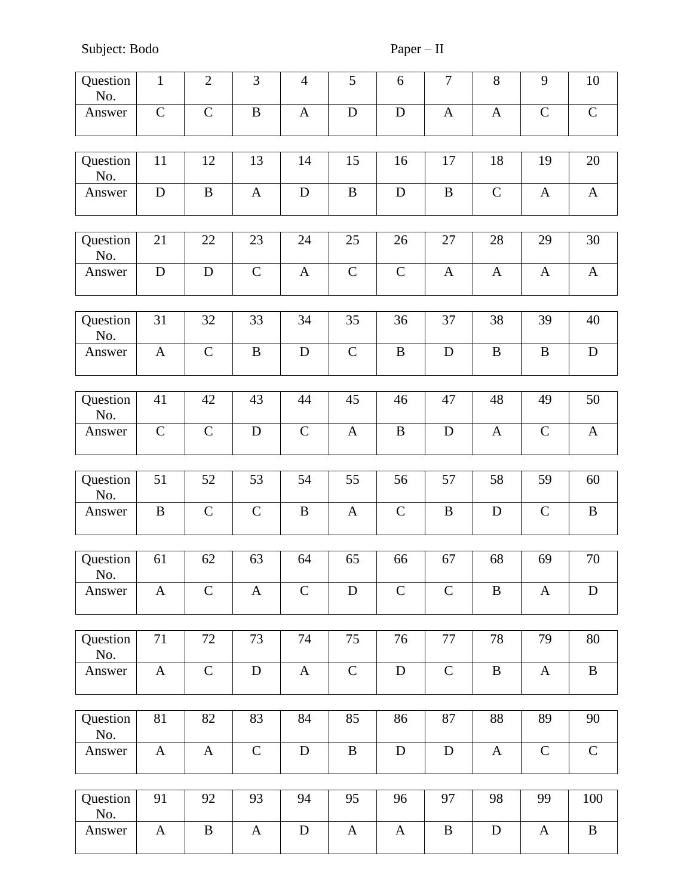Subject: Bodo Paper – II

| Question No. | 1 | 2 | 3 | 4 | 5 | 6 | 7 | 8 | 9 | 10 |
|---|---|---|---|---|---|---|---|---|---|---|
| Answer | C | C | B | A | D | D | A | A | C | C |

| Question No. | 11 | 12 | 13 | 14 | 15 | 16 | 17 | 18 | 19 | 20 |
|---|---|---|---|---|---|---|---|---|---|---|
| Answer | D | B | A | D | B | D | B | C | A | A |

| Question No. | 21 | 22 | 23 | 24 | 25 | 26 | 27 | 28 | 29 | 30 |
|---|---|---|---|---|---|---|---|---|---|---|
| Answer | D | D | C | A | C | C | A | A | A | A |

| Question No. | 31 | 32 | 33 | 34 | 35 | 36 | 37 | 38 | 39 | 40 |
|---|---|---|---|---|---|---|---|---|---|---|
| Answer | A | C | B | D | C | B | D | B | B | D |

| Question No. | 41 | 42 | 43 | 44 | 45 | 46 | 47 | 48 | 49 | 50 |
|---|---|---|---|---|---|---|---|---|---|---|
| Answer | C | C | D | C | A | B | D | A | C | A |

| Question No. | 51 | 52 | 53 | 54 | 55 | 56 | 57 | 58 | 59 | 60 |
|---|---|---|---|---|---|---|---|---|---|---|
| Answer | B | C | C | B | A | C | B | D | C | B |

| Question No. | 61 | 62 | 63 | 64 | 65 | 66 | 67 | 68 | 69 | 70 |
|---|---|---|---|---|---|---|---|---|---|---|
| Answer | A | C | A | C | D | C | C | B | A | D |

| Question No. | 71 | 72 | 73 | 74 | 75 | 76 | 77 | 78 | 79 | 80 |
|---|---|---|---|---|---|---|---|---|---|---|
| Answer | A | C | D | A | C | D | C | B | A | B |

| Question No. | 81 | 82 | 83 | 84 | 85 | 86 | 87 | 88 | 89 | 90 |
|---|---|---|---|---|---|---|---|---|---|---|
| Answer | A | A | C | D | B | D | D | A | C | C |

| Question No. | 91 | 92 | 93 | 94 | 95 | 96 | 97 | 98 | 99 | 100 |
|---|---|---|---|---|---|---|---|---|---|---|
| Answer | A | B | A | D | A | A | B | D | A | B |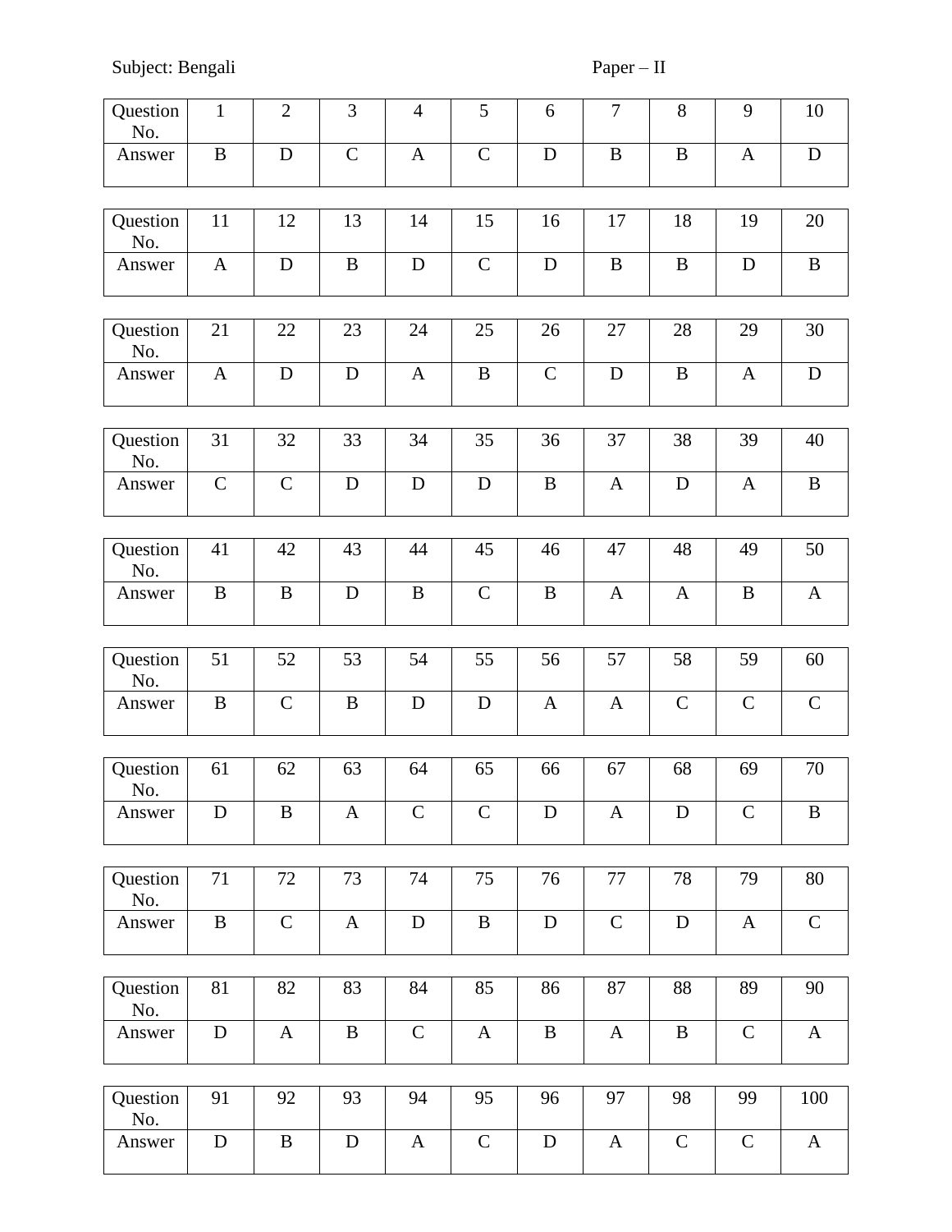Subject: Bengali Paper – II

| Question No. | 1 | 2 | 3 | 4 | 5 | 6 | 7 | 8 | 9 | 10 |
|---|---|---|---|---|---|---|---|---|---|---|
| Answer | B | D | C | A | C | D | B | B | A | D |

| Question No. | 11 | 12 | 13 | 14 | 15 | 16 | 17 | 18 | 19 | 20 |
|---|---|---|---|---|---|---|---|---|---|---|
| Answer | A | D | B | D | C | D | B | B | D | B |

| Question No. | 21 | 22 | 23 | 24 | 25 | 26 | 27 | 28 | 29 | 30 |
|---|---|---|---|---|---|---|---|---|---|---|
| Answer | A | D | D | A | B | C | D | B | A | D |

| Question No. | 31 | 32 | 33 | 34 | 35 | 36 | 37 | 38 | 39 | 40 |
|---|---|---|---|---|---|---|---|---|---|---|
| Answer | C | C | D | D | D | B | A | D | A | B |

| Question No. | 41 | 42 | 43 | 44 | 45 | 46 | 47 | 48 | 49 | 50 |
|---|---|---|---|---|---|---|---|---|---|---|
| Answer | B | B | D | B | C | B | A | A | B | A |

| Question No. | 51 | 52 | 53 | 54 | 55 | 56 | 57 | 58 | 59 | 60 |
|---|---|---|---|---|---|---|---|---|---|---|
| Answer | B | C | B | D | D | A | A | C | C | C |

| Question No. | 61 | 62 | 63 | 64 | 65 | 66 | 67 | 68 | 69 | 70 |
|---|---|---|---|---|---|---|---|---|---|---|
| Answer | D | B | A | C | C | D | A | D | C | B |

| Question No. | 71 | 72 | 73 | 74 | 75 | 76 | 77 | 78 | 79 | 80 |
|---|---|---|---|---|---|---|---|---|---|---|
| Answer | B | C | A | D | B | D | C | D | A | C |

| Question No. | 81 | 82 | 83 | 84 | 85 | 86 | 87 | 88 | 89 | 90 |
|---|---|---|---|---|---|---|---|---|---|---|
| Answer | D | A | B | C | A | B | A | B | C | A |

| Question No. | 91 | 92 | 93 | 94 | 95 | 96 | 97 | 98 | 99 | 100 |
|---|---|---|---|---|---|---|---|---|---|---|
| Answer | D | B | D | A | C | D | A | C | C | A |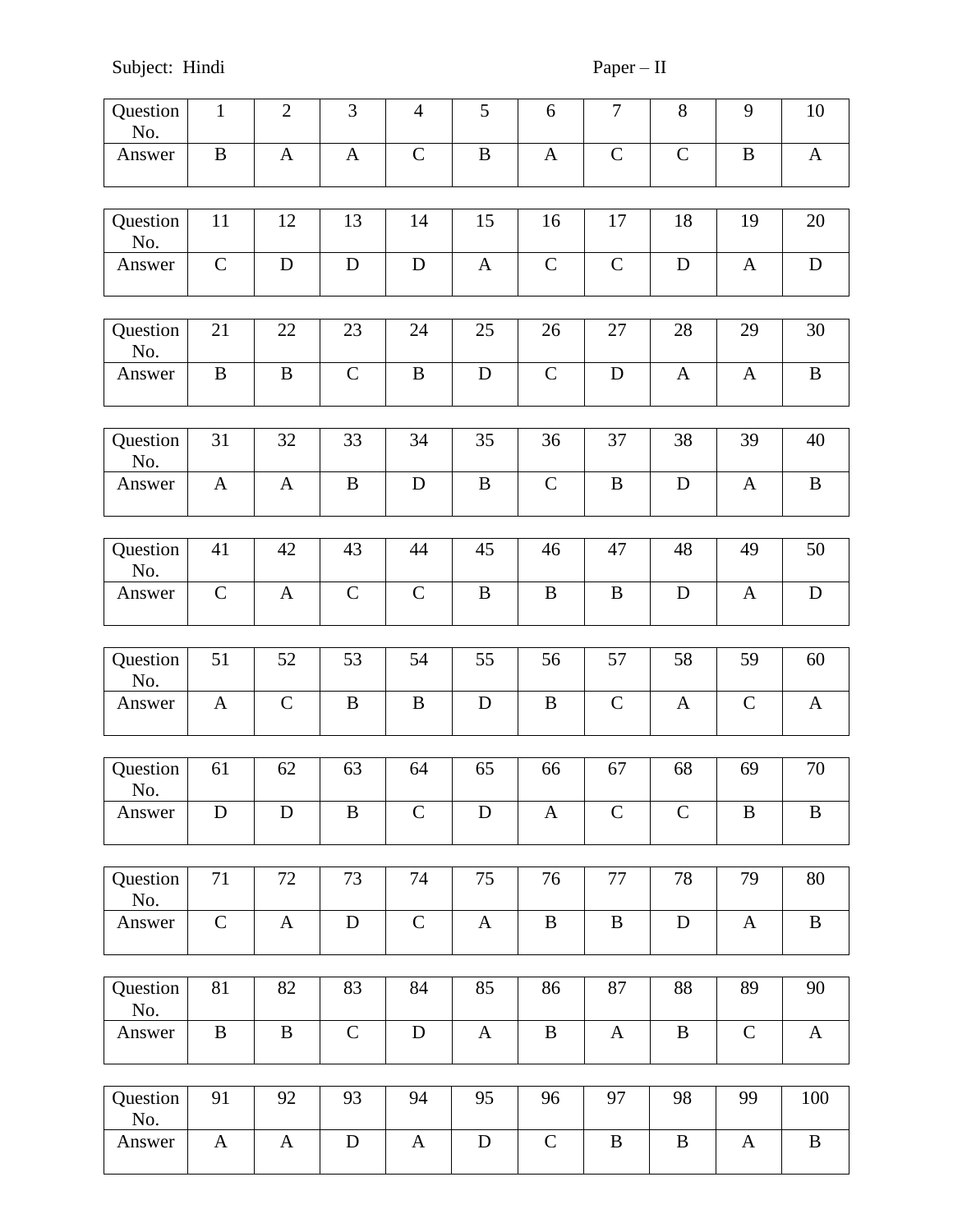Subject: Hindi　　　　　　　　　　　　　　　　　　Paper – II

| Question No. | 1 | 2 | 3 | 4 | 5 | 6 | 7 | 8 | 9 | 10 |
|---|---|---|---|---|---|---|---|---|---|---|
| Answer | B | A | A | C | B | A | C | C | B | A |

| Question No. | 11 | 12 | 13 | 14 | 15 | 16 | 17 | 18 | 19 | 20 |
|---|---|---|---|---|---|---|---|---|---|---|
| Answer | C | D | D | D | A | C | C | D | A | D |

| Question No. | 21 | 22 | 23 | 24 | 25 | 26 | 27 | 28 | 29 | 30 |
|---|---|---|---|---|---|---|---|---|---|---|
| Answer | B | B | C | B | D | C | D | A | A | B |

| Question No. | 31 | 32 | 33 | 34 | 35 | 36 | 37 | 38 | 39 | 40 |
|---|---|---|---|---|---|---|---|---|---|---|
| Answer | A | A | B | D | B | C | B | D | A | B |

| Question No. | 41 | 42 | 43 | 44 | 45 | 46 | 47 | 48 | 49 | 50 |
|---|---|---|---|---|---|---|---|---|---|---|
| Answer | C | A | C | C | B | B | B | D | A | D |

| Question No. | 51 | 52 | 53 | 54 | 55 | 56 | 57 | 58 | 59 | 60 |
|---|---|---|---|---|---|---|---|---|---|---|
| Answer | A | C | B | B | D | B | C | A | C | A |

| Question No. | 61 | 62 | 63 | 64 | 65 | 66 | 67 | 68 | 69 | 70 |
|---|---|---|---|---|---|---|---|---|---|---|
| Answer | D | D | B | C | D | A | C | C | B | B |

| Question No. | 71 | 72 | 73 | 74 | 75 | 76 | 77 | 78 | 79 | 80 |
|---|---|---|---|---|---|---|---|---|---|---|
| Answer | C | A | D | C | A | B | B | D | A | B |

| Question No. | 81 | 82 | 83 | 84 | 85 | 86 | 87 | 88 | 89 | 90 |
|---|---|---|---|---|---|---|---|---|---|---|
| Answer | B | B | C | D | A | B | A | B | C | A |

| Question No. | 91 | 92 | 93 | 94 | 95 | 96 | 97 | 98 | 99 | 100 |
|---|---|---|---|---|---|---|---|---|---|---|
| Answer | A | A | D | A | D | C | B | B | A | B |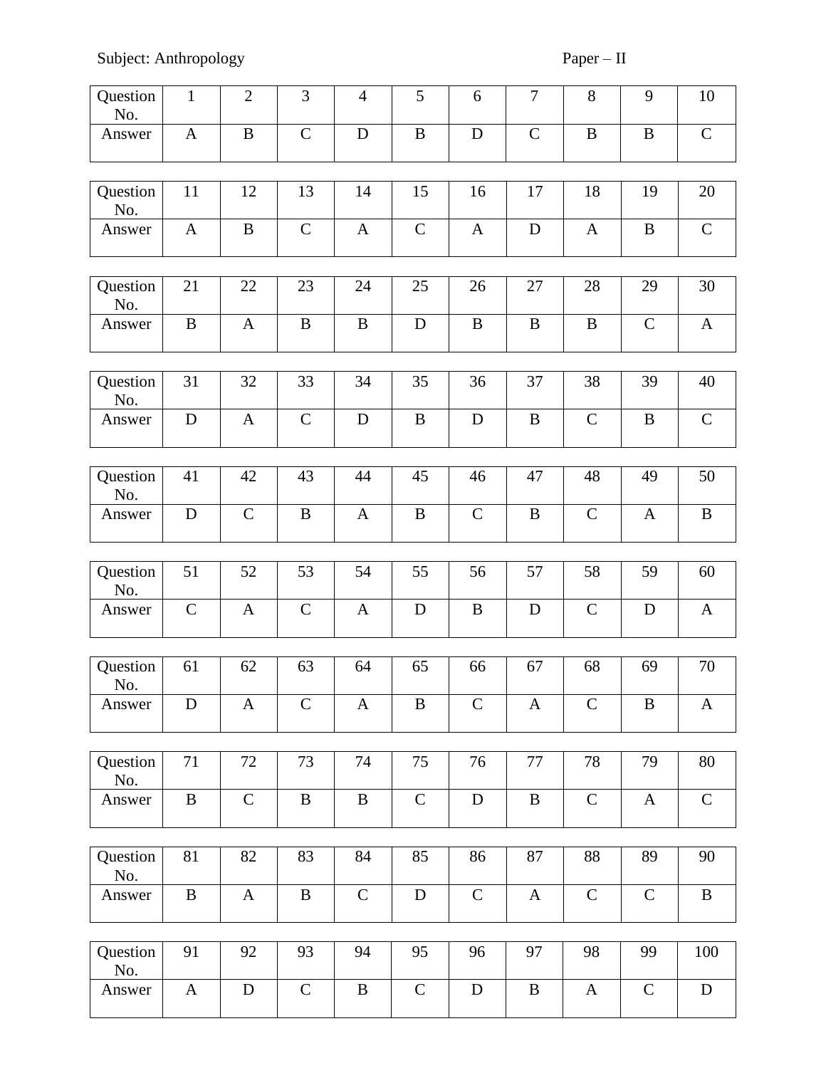Subject: Anthropology Paper – II

| Question No. | 1 | 2 | 3 | 4 | 5 | 6 | 7 | 8 | 9 | 10 |
|---|---|---|---|---|---|---|---|---|---|---|
| Answer | A | B | C | D | B | D | C | B | B | C |

| Question No. | 11 | 12 | 13 | 14 | 15 | 16 | 17 | 18 | 19 | 20 |
|---|---|---|---|---|---|---|---|---|---|---|
| Answer | A | B | C | A | C | A | D | A | B | C |

| Question No. | 21 | 22 | 23 | 24 | 25 | 26 | 27 | 28 | 29 | 30 |
|---|---|---|---|---|---|---|---|---|---|---|
| Answer | B | A | B | B | D | B | B | B | C | A |

| Question No. | 31 | 32 | 33 | 34 | 35 | 36 | 37 | 38 | 39 | 40 |
|---|---|---|---|---|---|---|---|---|---|---|
| Answer | D | A | C | D | B | D | B | C | B | C |

| Question No. | 41 | 42 | 43 | 44 | 45 | 46 | 47 | 48 | 49 | 50 |
|---|---|---|---|---|---|---|---|---|---|---|
| Answer | D | C | B | A | B | C | B | C | A | B |

| Question No. | 51 | 52 | 53 | 54 | 55 | 56 | 57 | 58 | 59 | 60 |
|---|---|---|---|---|---|---|---|---|---|---|
| Answer | C | A | C | A | D | B | D | C | D | A |

| Question No. | 61 | 62 | 63 | 64 | 65 | 66 | 67 | 68 | 69 | 70 |
|---|---|---|---|---|---|---|---|---|---|---|
| Answer | D | A | C | A | B | C | A | C | B | A |

| Question No. | 71 | 72 | 73 | 74 | 75 | 76 | 77 | 78 | 79 | 80 |
|---|---|---|---|---|---|---|---|---|---|---|
| Answer | B | C | B | B | C | D | B | C | A | C |

| Question No. | 81 | 82 | 83 | 84 | 85 | 86 | 87 | 88 | 89 | 90 |
|---|---|---|---|---|---|---|---|---|---|---|
| Answer | B | A | B | C | D | C | A | C | C | B |

| Question No. | 91 | 92 | 93 | 94 | 95 | 96 | 97 | 98 | 99 | 100 |
|---|---|---|---|---|---|---|---|---|---|---|
| Answer | A | D | C | B | C | D | B | A | C | D |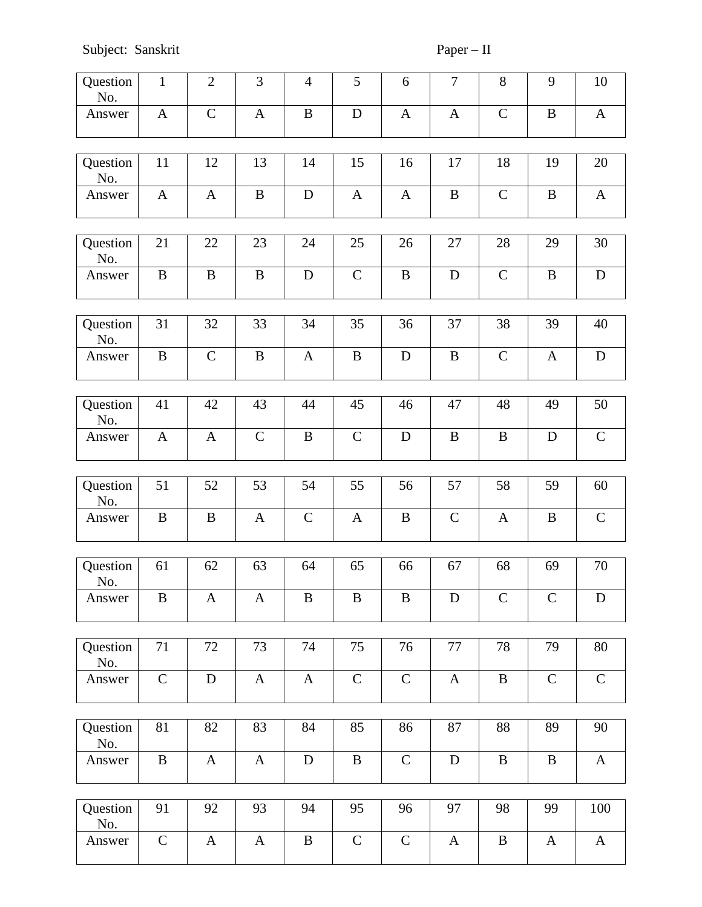Subject: Sanskrit Paper – II

| Question No. | 1 | 2 | 3 | 4 | 5 | 6 | 7 | 8 | 9 | 10 |
|---|---|---|---|---|---|---|---|---|---|---|
| Answer | A | C | A | B | D | A | A | C | B | A |

| Question No. | 11 | 12 | 13 | 14 | 15 | 16 | 17 | 18 | 19 | 20 |
|---|---|---|---|---|---|---|---|---|---|---|
| Answer | A | A | B | D | A | A | B | C | B | A |

| Question No. | 21 | 22 | 23 | 24 | 25 | 26 | 27 | 28 | 29 | 30 |
|---|---|---|---|---|---|---|---|---|---|---|
| Answer | B | B | B | D | C | B | D | C | B | D |

| Question No. | 31 | 32 | 33 | 34 | 35 | 36 | 37 | 38 | 39 | 40 |
|---|---|---|---|---|---|---|---|---|---|---|
| Answer | B | C | B | A | B | D | B | C | A | D |

| Question No. | 41 | 42 | 43 | 44 | 45 | 46 | 47 | 48 | 49 | 50 |
|---|---|---|---|---|---|---|---|---|---|---|
| Answer | A | A | C | B | C | D | B | B | D | C |

| Question No. | 51 | 52 | 53 | 54 | 55 | 56 | 57 | 58 | 59 | 60 |
|---|---|---|---|---|---|---|---|---|---|---|
| Answer | B | B | A | C | A | B | C | A | B | C |

| Question No. | 61 | 62 | 63 | 64 | 65 | 66 | 67 | 68 | 69 | 70 |
|---|---|---|---|---|---|---|---|---|---|---|
| Answer | B | A | A | B | B | B | D | C | C | D |

| Question No. | 71 | 72 | 73 | 74 | 75 | 76 | 77 | 78 | 79 | 80 |
|---|---|---|---|---|---|---|---|---|---|---|
| Answer | C | D | A | A | C | C | A | B | C | C |

| Question No. | 81 | 82 | 83 | 84 | 85 | 86 | 87 | 88 | 89 | 90 |
|---|---|---|---|---|---|---|---|---|---|---|
| Answer | B | A | A | D | B | C | D | B | B | A |

| Question No. | 91 | 92 | 93 | 94 | 95 | 96 | 97 | 98 | 99 | 100 |
|---|---|---|---|---|---|---|---|---|---|---|
| Answer | C | A | A | B | C | C | A | B | A | A |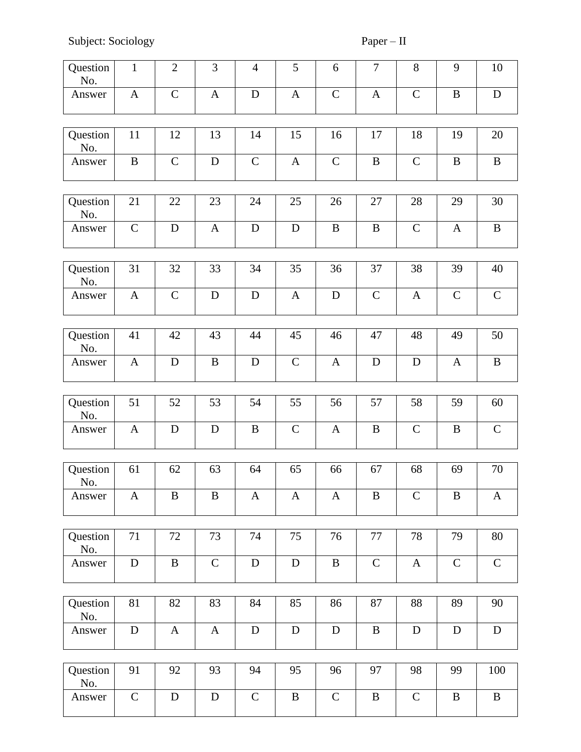Subject: Sociology Paper – II

| Question No. | 1 | 2 | 3 | 4 | 5 | 6 | 7 | 8 | 9 | 10 |
|---|---|---|---|---|---|---|---|---|---|---|
| Answer | A | C | A | D | A | C | A | C | B | D |

| Question No. | 11 | 12 | 13 | 14 | 15 | 16 | 17 | 18 | 19 | 20 |
|---|---|---|---|---|---|---|---|---|---|---|
| Answer | B | C | D | C | A | C | B | C | B | B |

| Question No. | 21 | 22 | 23 | 24 | 25 | 26 | 27 | 28 | 29 | 30 |
|---|---|---|---|---|---|---|---|---|---|---|
| Answer | C | D | A | D | D | B | B | C | A | B |

| Question No. | 31 | 32 | 33 | 34 | 35 | 36 | 37 | 38 | 39 | 40 |
|---|---|---|---|---|---|---|---|---|---|---|
| Answer | A | C | D | D | A | D | C | A | C | C |

| Question No. | 41 | 42 | 43 | 44 | 45 | 46 | 47 | 48 | 49 | 50 |
|---|---|---|---|---|---|---|---|---|---|---|
| Answer | A | D | B | D | C | A | D | D | A | B |

| Question No. | 51 | 52 | 53 | 54 | 55 | 56 | 57 | 58 | 59 | 60 |
|---|---|---|---|---|---|---|---|---|---|---|
| Answer | A | D | D | B | C | A | B | C | B | C |

| Question No. | 61 | 62 | 63 | 64 | 65 | 66 | 67 | 68 | 69 | 70 |
|---|---|---|---|---|---|---|---|---|---|---|
| Answer | A | B | B | A | A | A | B | C | B | A |

| Question No. | 71 | 72 | 73 | 74 | 75 | 76 | 77 | 78 | 79 | 80 |
|---|---|---|---|---|---|---|---|---|---|---|
| Answer | D | B | C | D | D | B | C | A | C | C |

| Question No. | 81 | 82 | 83 | 84 | 85 | 86 | 87 | 88 | 89 | 90 |
|---|---|---|---|---|---|---|---|---|---|---|
| Answer | D | A | A | D | D | D | B | D | D | D |

| Question No. | 91 | 92 | 93 | 94 | 95 | 96 | 97 | 98 | 99 | 100 |
|---|---|---|---|---|---|---|---|---|---|---|
| Answer | C | D | D | C | B | C | B | C | B | B |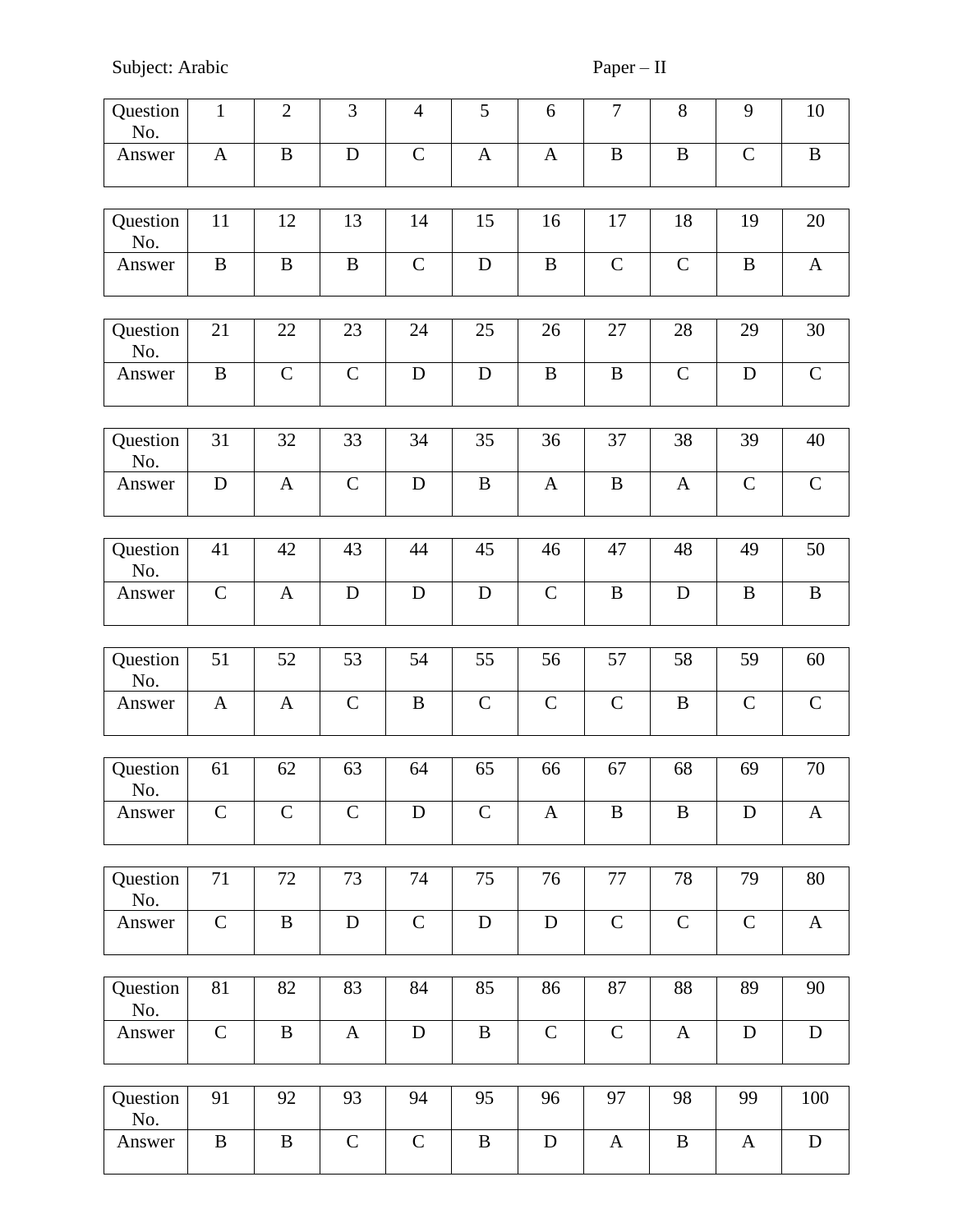Subject: Arabic Paper – II

| Question No. | 1 | 2 | 3 | 4 | 5 | 6 | 7 | 8 | 9 | 10 |
|---|---|---|---|---|---|---|---|---|---|---|
| Answer | A | B | D | C | A | A | B | B | C | B |

| Question No. | 11 | 12 | 13 | 14 | 15 | 16 | 17 | 18 | 19 | 20 |
|---|---|---|---|---|---|---|---|---|---|---|
| Answer | B | B | B | C | D | B | C | C | B | A |

| Question No. | 21 | 22 | 23 | 24 | 25 | 26 | 27 | 28 | 29 | 30 |
|---|---|---|---|---|---|---|---|---|---|---|
| Answer | B | C | C | D | D | B | B | C | D | C |

| Question No. | 31 | 32 | 33 | 34 | 35 | 36 | 37 | 38 | 39 | 40 |
|---|---|---|---|---|---|---|---|---|---|---|
| Answer | D | A | C | D | B | A | B | A | C | C |

| Question No. | 41 | 42 | 43 | 44 | 45 | 46 | 47 | 48 | 49 | 50 |
|---|---|---|---|---|---|---|---|---|---|---|
| Answer | C | A | D | D | D | C | B | D | B | B |

| Question No. | 51 | 52 | 53 | 54 | 55 | 56 | 57 | 58 | 59 | 60 |
|---|---|---|---|---|---|---|---|---|---|---|
| Answer | A | A | C | B | C | C | C | B | C | C |

| Question No. | 61 | 62 | 63 | 64 | 65 | 66 | 67 | 68 | 69 | 70 |
|---|---|---|---|---|---|---|---|---|---|---|
| Answer | C | C | C | D | C | A | B | B | D | A |

| Question No. | 71 | 72 | 73 | 74 | 75 | 76 | 77 | 78 | 79 | 80 |
|---|---|---|---|---|---|---|---|---|---|---|
| Answer | C | B | D | C | D | D | C | C | C | A |

| Question No. | 81 | 82 | 83 | 84 | 85 | 86 | 87 | 88 | 89 | 90 |
|---|---|---|---|---|---|---|---|---|---|---|
| Answer | C | B | A | D | B | C | C | A | D | D |

| Question No. | 91 | 92 | 93 | 94 | 95 | 96 | 97 | 98 | 99 | 100 |
|---|---|---|---|---|---|---|---|---|---|---|
| Answer | B | B | C | C | B | D | A | B | A | D |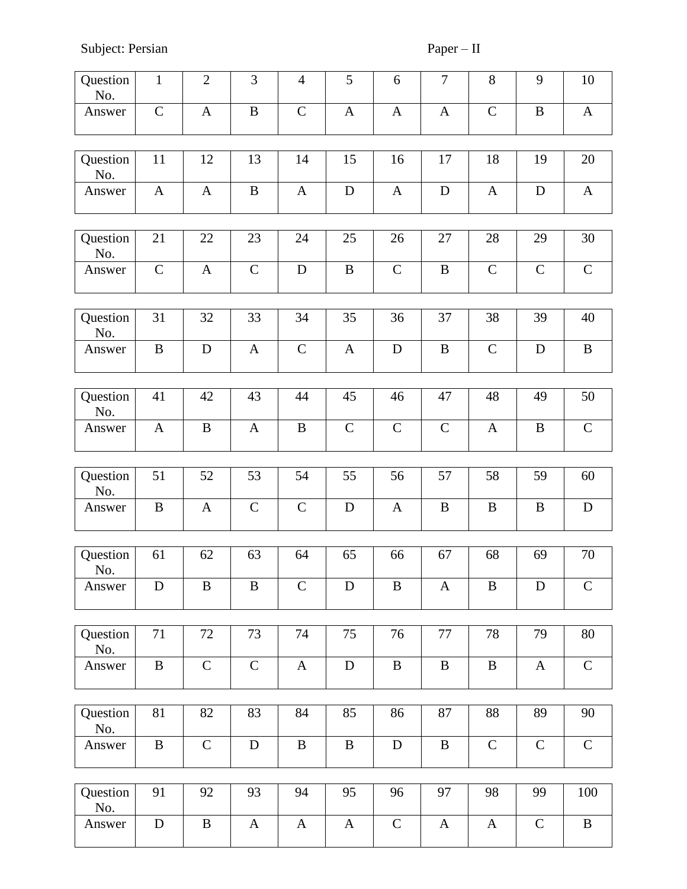Subject: Persian Paper – II

| Question No. | 1 | 2 | 3 | 4 | 5 | 6 | 7 | 8 | 9 | 10 |
|---|---|---|---|---|---|---|---|---|---|---|
| Answer | C | A | B | C | A | A | A | C | B | A |

| Question No. | 11 | 12 | 13 | 14 | 15 | 16 | 17 | 18 | 19 | 20 |
|---|---|---|---|---|---|---|---|---|---|---|
| Answer | A | A | B | A | D | A | D | A | D | A |

| Question No. | 21 | 22 | 23 | 24 | 25 | 26 | 27 | 28 | 29 | 30 |
|---|---|---|---|---|---|---|---|---|---|---|
| Answer | C | A | C | D | B | C | B | C | C | C |

| Question No. | 31 | 32 | 33 | 34 | 35 | 36 | 37 | 38 | 39 | 40 |
|---|---|---|---|---|---|---|---|---|---|---|
| Answer | B | D | A | C | A | D | B | C | D | B |

| Question No. | 41 | 42 | 43 | 44 | 45 | 46 | 47 | 48 | 49 | 50 |
|---|---|---|---|---|---|---|---|---|---|---|
| Answer | A | B | A | B | C | C | C | A | B | C |

| Question No. | 51 | 52 | 53 | 54 | 55 | 56 | 57 | 58 | 59 | 60 |
|---|---|---|---|---|---|---|---|---|---|---|
| Answer | B | A | C | C | D | A | B | B | B | D |

| Question No. | 61 | 62 | 63 | 64 | 65 | 66 | 67 | 68 | 69 | 70 |
|---|---|---|---|---|---|---|---|---|---|---|
| Answer | D | B | B | C | D | B | A | B | D | C |

| Question No. | 71 | 72 | 73 | 74 | 75 | 76 | 77 | 78 | 79 | 80 |
|---|---|---|---|---|---|---|---|---|---|---|
| Answer | B | C | C | A | D | B | B | B | A | C |

| Question No. | 81 | 82 | 83 | 84 | 85 | 86 | 87 | 88 | 89 | 90 |
|---|---|---|---|---|---|---|---|---|---|---|
| Answer | B | C | D | B | B | D | B | C | C | C |

| Question No. | 91 | 92 | 93 | 94 | 95 | 96 | 97 | 98 | 99 | 100 |
|---|---|---|---|---|---|---|---|---|---|---|
| Answer | D | B | A | A | A | C | A | A | C | B |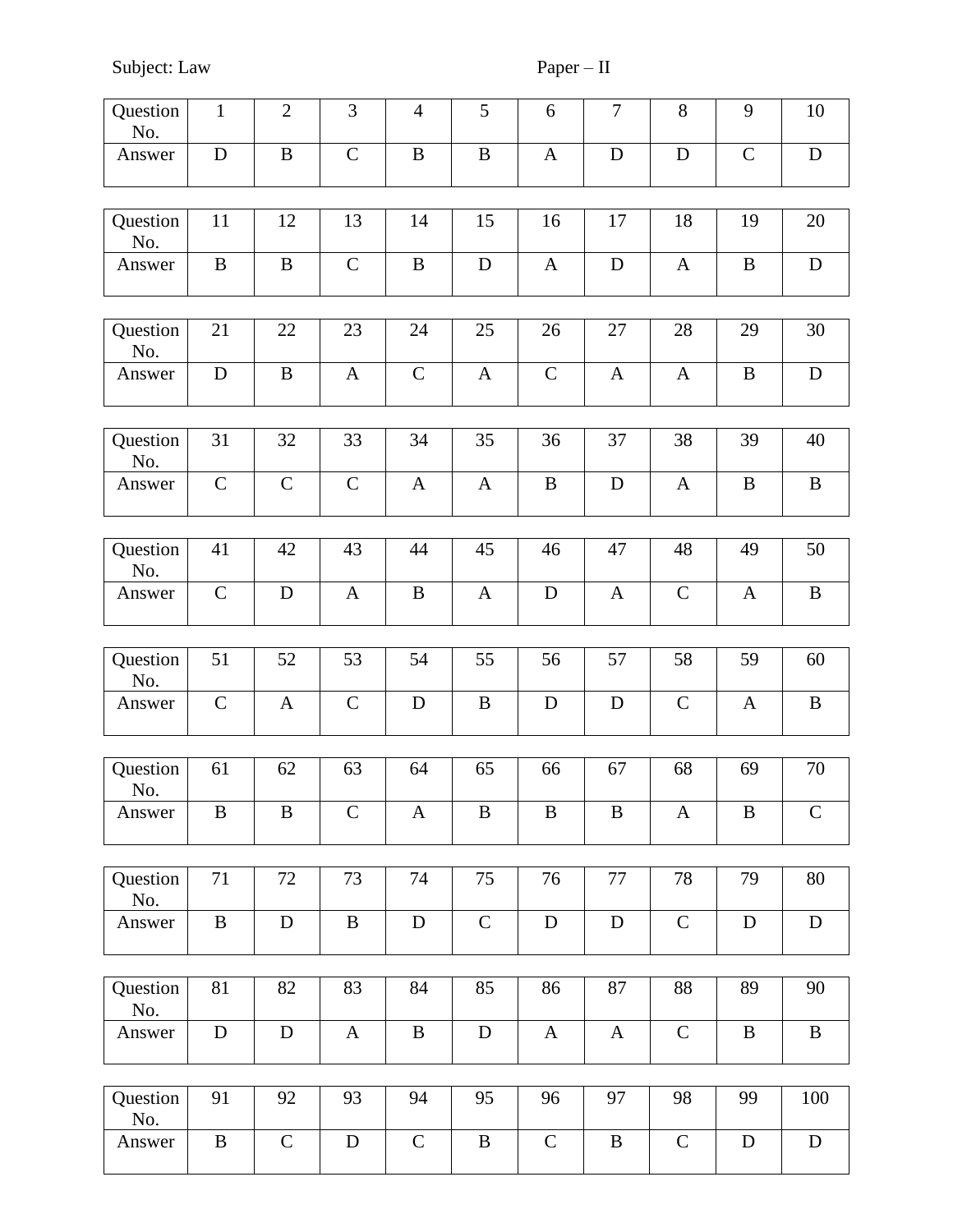Subject: Law Paper – II

| Question No. | 1 | 2 | 3 | 4 | 5 | 6 | 7 | 8 | 9 | 10 |
|---|---|---|---|---|---|---|---|---|---|---|
| Answer | D | B | C | B | B | A | D | D | C | D |

| Question No. | 11 | 12 | 13 | 14 | 15 | 16 | 17 | 18 | 19 | 20 |
|---|---|---|---|---|---|---|---|---|---|---|
| Answer | B | B | C | B | D | A | D | A | B | D |

| Question No. | 21 | 22 | 23 | 24 | 25 | 26 | 27 | 28 | 29 | 30 |
|---|---|---|---|---|---|---|---|---|---|---|
| Answer | D | B | A | C | A | C | A | A | B | D |

| Question No. | 31 | 32 | 33 | 34 | 35 | 36 | 37 | 38 | 39 | 40 |
|---|---|---|---|---|---|---|---|---|---|---|
| Answer | C | C | C | A | A | B | D | A | B | B |

| Question No. | 41 | 42 | 43 | 44 | 45 | 46 | 47 | 48 | 49 | 50 |
|---|---|---|---|---|---|---|---|---|---|---|
| Answer | C | D | A | B | A | D | A | C | A | B |

| Question No. | 51 | 52 | 53 | 54 | 55 | 56 | 57 | 58 | 59 | 60 |
|---|---|---|---|---|---|---|---|---|---|---|
| Answer | C | A | C | D | B | D | D | C | A | B |

| Question No. | 61 | 62 | 63 | 64 | 65 | 66 | 67 | 68 | 69 | 70 |
|---|---|---|---|---|---|---|---|---|---|---|
| Answer | B | B | C | A | B | B | B | A | B | C |

| Question No. | 71 | 72 | 73 | 74 | 75 | 76 | 77 | 78 | 79 | 80 |
|---|---|---|---|---|---|---|---|---|---|---|
| Answer | B | D | B | D | C | D | D | C | D | D |

| Question No. | 81 | 82 | 83 | 84 | 85 | 86 | 87 | 88 | 89 | 90 |
|---|---|---|---|---|---|---|---|---|---|---|
| Answer | D | D | A | B | D | A | A | C | B | B |

| Question No. | 91 | 92 | 93 | 94 | 95 | 96 | 97 | 98 | 99 | 100 |
|---|---|---|---|---|---|---|---|---|---|---|
| Answer | B | C | D | C | B | C | B | C | D | D |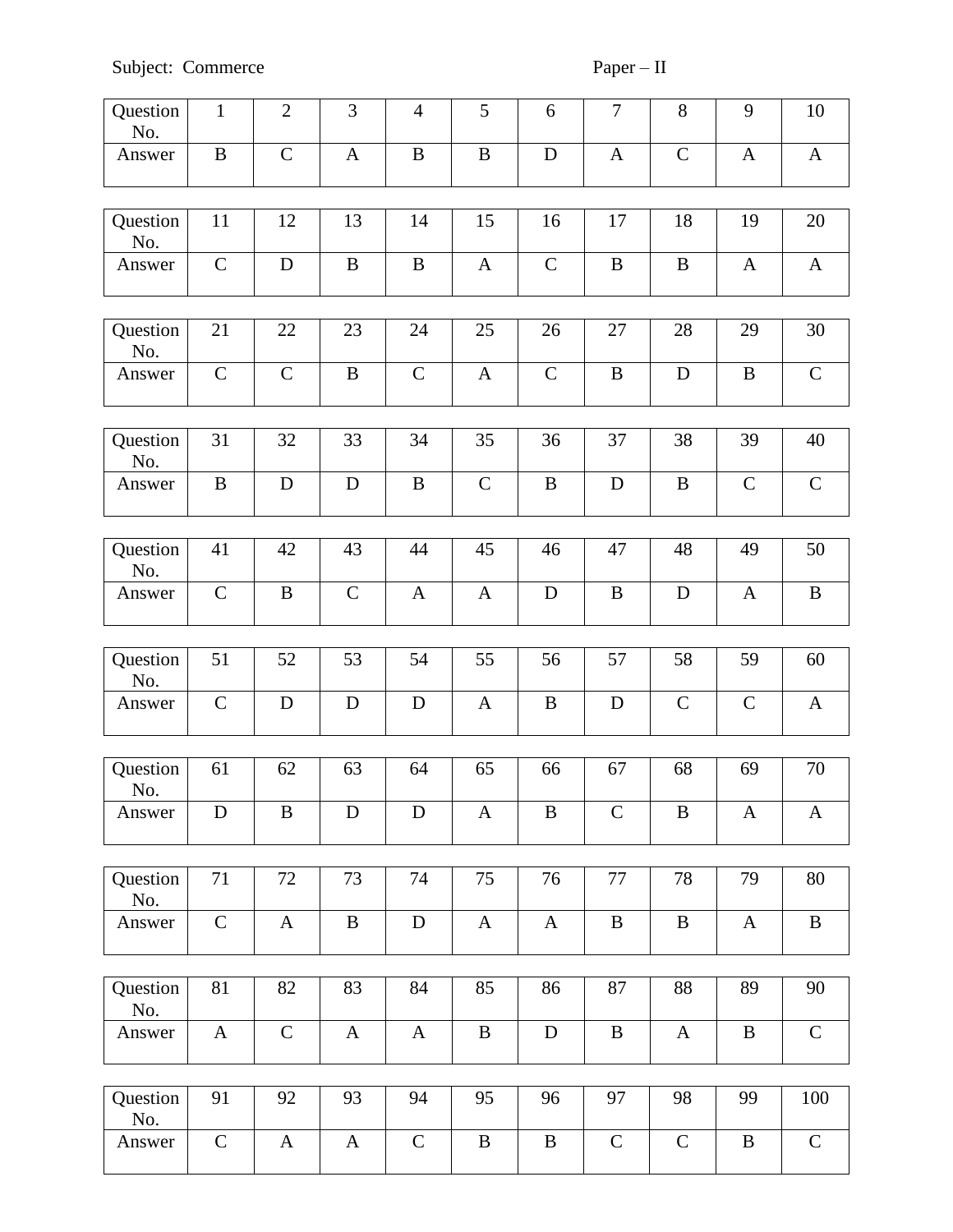Subject: Commerce Paper – II

| Question No. | 1 | 2 | 3 | 4 | 5 | 6 | 7 | 8 | 9 | 10 |
|---|---|---|---|---|---|---|---|---|---|---|
| Answer | B | C | A | B | B | D | A | C | A | A |

| Question No. | 11 | 12 | 13 | 14 | 15 | 16 | 17 | 18 | 19 | 20 |
|---|---|---|---|---|---|---|---|---|---|---|
| Answer | C | D | B | B | A | C | B | B | A | A |

| Question No. | 21 | 22 | 23 | 24 | 25 | 26 | 27 | 28 | 29 | 30 |
|---|---|---|---|---|---|---|---|---|---|---|
| Answer | C | C | B | C | A | C | B | D | B | C |

| Question No. | 31 | 32 | 33 | 34 | 35 | 36 | 37 | 38 | 39 | 40 |
|---|---|---|---|---|---|---|---|---|---|---|
| Answer | B | D | D | B | C | B | D | B | C | C |

| Question No. | 41 | 42 | 43 | 44 | 45 | 46 | 47 | 48 | 49 | 50 |
|---|---|---|---|---|---|---|---|---|---|---|
| Answer | C | B | C | A | A | D | B | D | A | B |

| Question No. | 51 | 52 | 53 | 54 | 55 | 56 | 57 | 58 | 59 | 60 |
|---|---|---|---|---|---|---|---|---|---|---|
| Answer | C | D | D | D | A | B | D | C | C | A |

| Question No. | 61 | 62 | 63 | 64 | 65 | 66 | 67 | 68 | 69 | 70 |
|---|---|---|---|---|---|---|---|---|---|---|
| Answer | D | B | D | D | A | B | C | B | A | A |

| Question No. | 71 | 72 | 73 | 74 | 75 | 76 | 77 | 78 | 79 | 80 |
|---|---|---|---|---|---|---|---|---|---|---|
| Answer | C | A | B | D | A | A | B | B | A | B |

| Question No. | 81 | 82 | 83 | 84 | 85 | 86 | 87 | 88 | 89 | 90 |
|---|---|---|---|---|---|---|---|---|---|---|
| Answer | A | C | A | A | B | D | B | A | B | C |

| Question No. | 91 | 92 | 93 | 94 | 95 | 96 | 97 | 98 | 99 | 100 |
|---|---|---|---|---|---|---|---|---|---|---|
| Answer | C | A | A | C | B | B | C | C | B | C |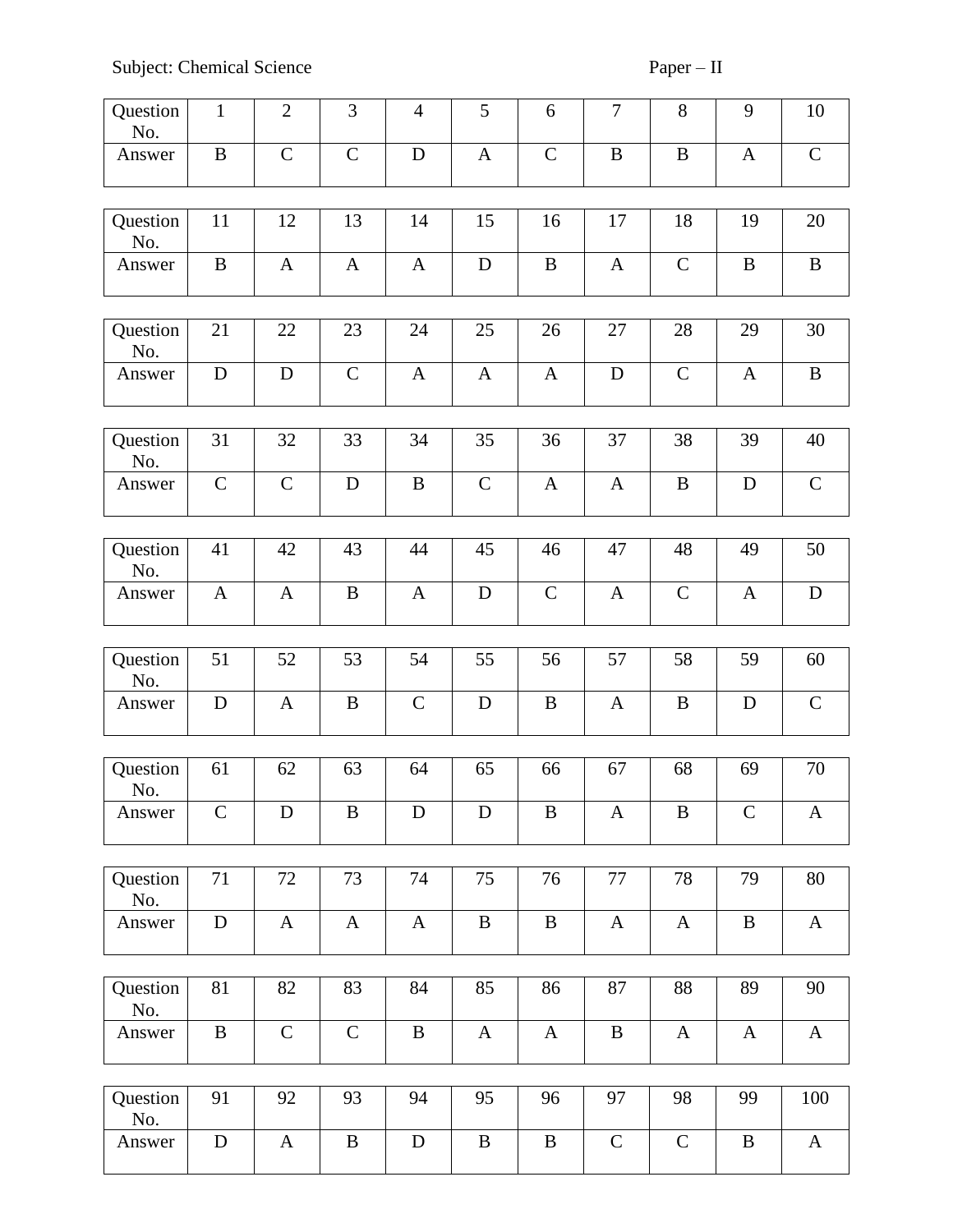Subject: Chemical Science Paper – II

| Question No. | 1 | 2 | 3 | 4 | 5 | 6 | 7 | 8 | 9 | 10 |
|---|---|---|---|---|---|---|---|---|---|---|
| Answer | B | C | C | D | A | C | B | B | A | C |

| Question No. | 11 | 12 | 13 | 14 | 15 | 16 | 17 | 18 | 19 | 20 |
|---|---|---|---|---|---|---|---|---|---|---|
| Answer | B | A | A | A | D | B | A | C | B | B |

| Question No. | 21 | 22 | 23 | 24 | 25 | 26 | 27 | 28 | 29 | 30 |
|---|---|---|---|---|---|---|---|---|---|---|
| Answer | D | D | C | A | A | A | D | C | A | B |

| Question No. | 31 | 32 | 33 | 34 | 35 | 36 | 37 | 38 | 39 | 40 |
|---|---|---|---|---|---|---|---|---|---|---|
| Answer | C | C | D | B | C | A | A | B | D | C |

| Question No. | 41 | 42 | 43 | 44 | 45 | 46 | 47 | 48 | 49 | 50 |
|---|---|---|---|---|---|---|---|---|---|---|
| Answer | A | A | B | A | D | C | A | C | A | D |

| Question No. | 51 | 52 | 53 | 54 | 55 | 56 | 57 | 58 | 59 | 60 |
|---|---|---|---|---|---|---|---|---|---|---|
| Answer | D | A | B | C | D | B | A | B | D | C |

| Question No. | 61 | 62 | 63 | 64 | 65 | 66 | 67 | 68 | 69 | 70 |
|---|---|---|---|---|---|---|---|---|---|---|
| Answer | C | D | B | D | D | B | A | B | C | A |

| Question No. | 71 | 72 | 73 | 74 | 75 | 76 | 77 | 78 | 79 | 80 |
|---|---|---|---|---|---|---|---|---|---|---|
| Answer | D | A | A | A | B | B | A | A | B | A |

| Question No. | 81 | 82 | 83 | 84 | 85 | 86 | 87 | 88 | 89 | 90 |
|---|---|---|---|---|---|---|---|---|---|---|
| Answer | B | C | C | B | A | A | B | A | A | A |

| Question No. | 91 | 92 | 93 | 94 | 95 | 96 | 97 | 98 | 99 | 100 |
|---|---|---|---|---|---|---|---|---|---|---|
| Answer | D | A | B | D | B | B | C | C | B | A |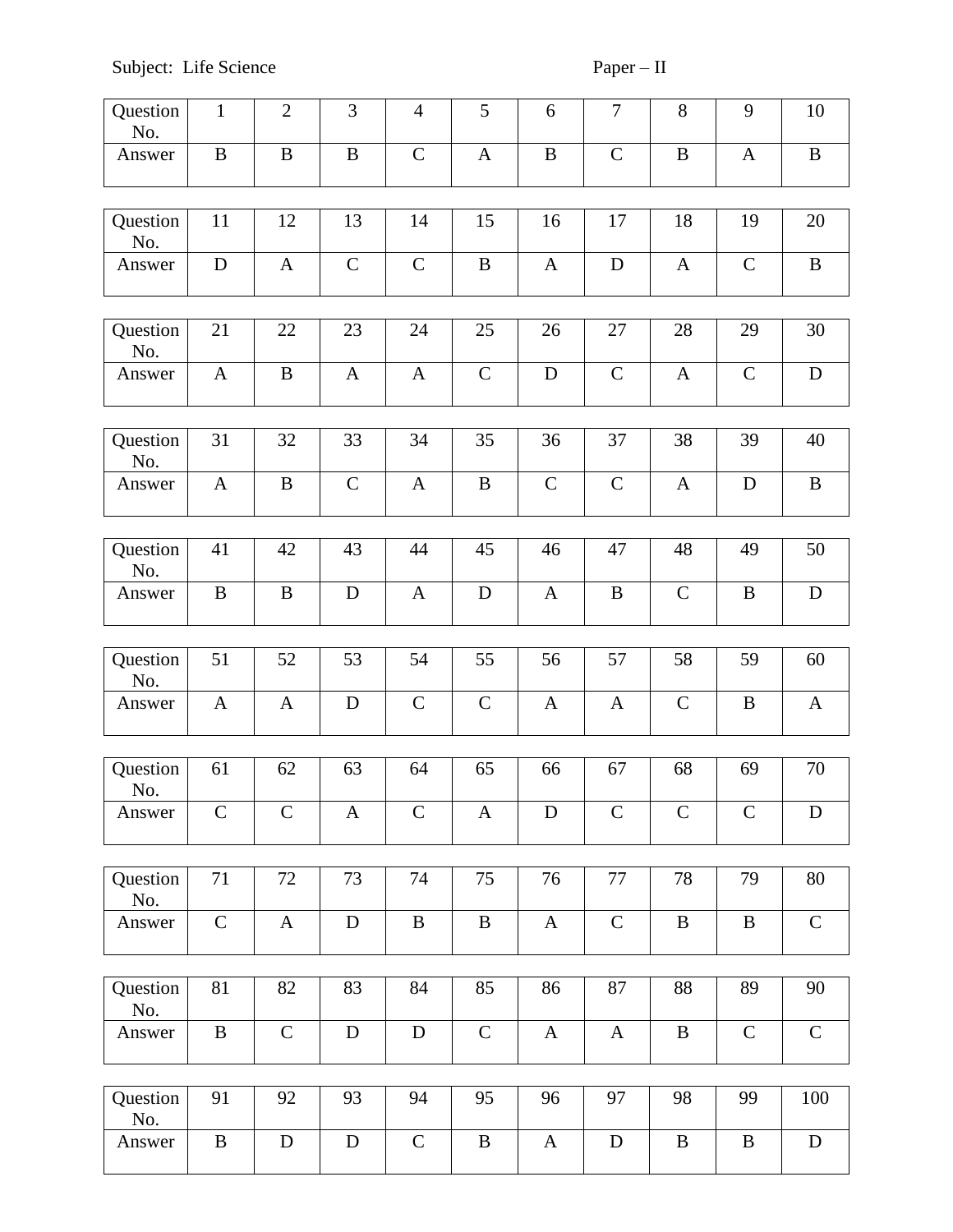Subject: Life Science Paper – II

| Question No. | 1 | 2 | 3 | 4 | 5 | 6 | 7 | 8 | 9 | 10 |
|---|---|---|---|---|---|---|---|---|---|---|
| Answer | B | B | B | C | A | B | C | B | A | B |

| Question No. | 11 | 12 | 13 | 14 | 15 | 16 | 17 | 18 | 19 | 20 |
|---|---|---|---|---|---|---|---|---|---|---|
| Answer | D | A | C | C | B | A | D | A | C | B |

| Question No. | 21 | 22 | 23 | 24 | 25 | 26 | 27 | 28 | 29 | 30 |
|---|---|---|---|---|---|---|---|---|---|---|
| Answer | A | B | A | A | C | D | C | A | C | D |

| Question No. | 31 | 32 | 33 | 34 | 35 | 36 | 37 | 38 | 39 | 40 |
|---|---|---|---|---|---|---|---|---|---|---|
| Answer | A | B | C | A | B | C | C | A | D | B |

| Question No. | 41 | 42 | 43 | 44 | 45 | 46 | 47 | 48 | 49 | 50 |
|---|---|---|---|---|---|---|---|---|---|---|
| Answer | B | B | D | A | D | A | B | C | B | D |

| Question No. | 51 | 52 | 53 | 54 | 55 | 56 | 57 | 58 | 59 | 60 |
|---|---|---|---|---|---|---|---|---|---|---|
| Answer | A | A | D | C | C | A | A | C | B | A |

| Question No. | 61 | 62 | 63 | 64 | 65 | 66 | 67 | 68 | 69 | 70 |
|---|---|---|---|---|---|---|---|---|---|---|
| Answer | C | C | A | C | A | D | C | C | C | D |

| Question No. | 71 | 72 | 73 | 74 | 75 | 76 | 77 | 78 | 79 | 80 |
|---|---|---|---|---|---|---|---|---|---|---|
| Answer | C | A | D | B | B | A | C | B | B | C |

| Question No. | 81 | 82 | 83 | 84 | 85 | 86 | 87 | 88 | 89 | 90 |
|---|---|---|---|---|---|---|---|---|---|---|
| Answer | B | C | D | D | C | A | A | B | C | C |

| Question No. | 91 | 92 | 93 | 94 | 95 | 96 | 97 | 98 | 99 | 100 |
|---|---|---|---|---|---|---|---|---|---|---|
| Answer | B | D | D | C | B | A | D | B | B | D |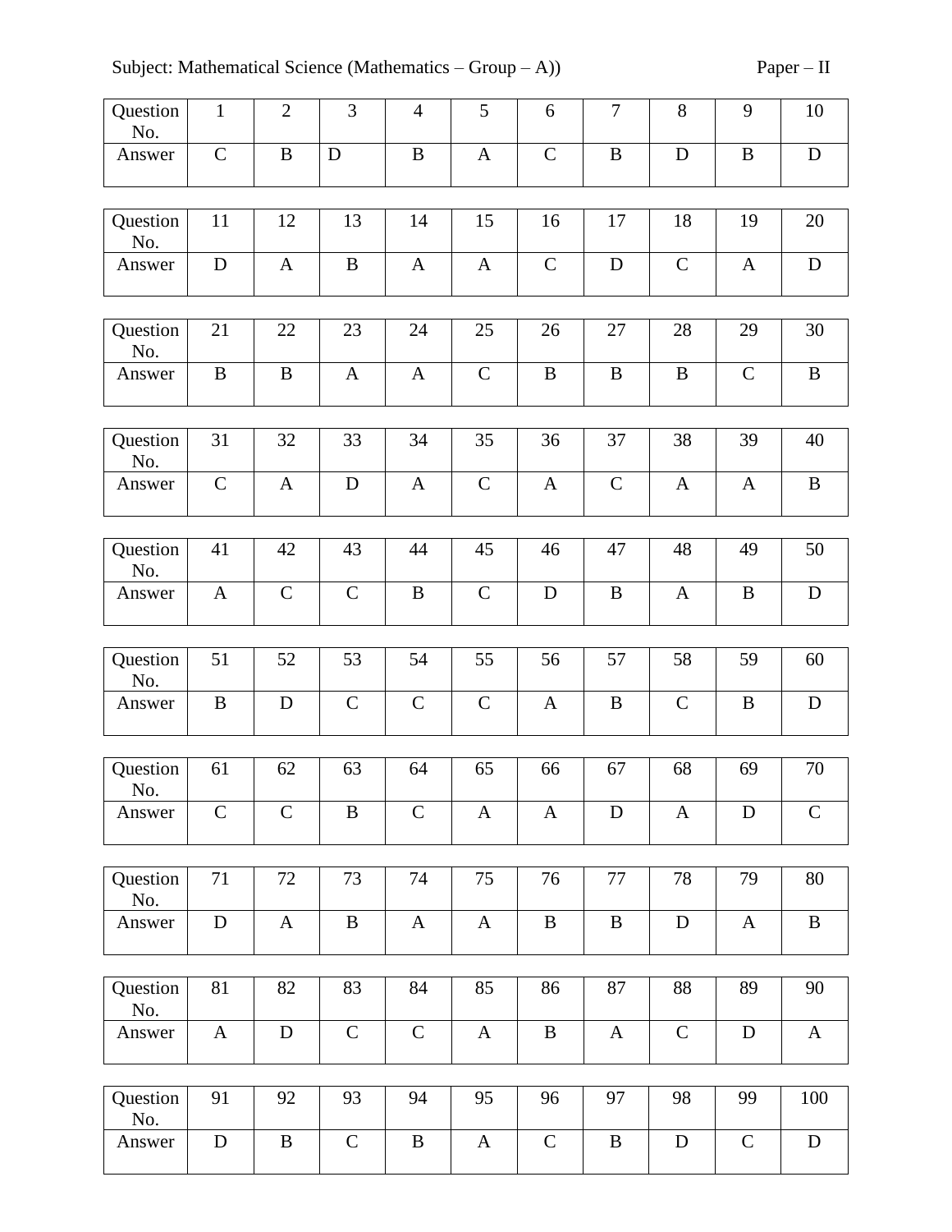Subject: Mathematical Science (Mathematics – Group – A)) Paper – II

| Question No. | 1 | 2 | 3 | 4 | 5 | 6 | 7 | 8 | 9 | 10 |
|---|---|---|---|---|---|---|---|---|---|---|
| Answer | C | B | D | B | A | C | B | D | B | D |

| Question No. | 11 | 12 | 13 | 14 | 15 | 16 | 17 | 18 | 19 | 20 |
|---|---|---|---|---|---|---|---|---|---|---|
| Answer | D | A | B | A | A | C | D | C | A | D |

| Question No. | 21 | 22 | 23 | 24 | 25 | 26 | 27 | 28 | 29 | 30 |
|---|---|---|---|---|---|---|---|---|---|---|
| Answer | B | B | A | A | C | B | B | B | C | B |

| Question No. | 31 | 32 | 33 | 34 | 35 | 36 | 37 | 38 | 39 | 40 |
|---|---|---|---|---|---|---|---|---|---|---|
| Answer | C | A | D | A | C | A | C | A | A | B |

| Question No. | 41 | 42 | 43 | 44 | 45 | 46 | 47 | 48 | 49 | 50 |
|---|---|---|---|---|---|---|---|---|---|---|
| Answer | A | C | C | B | C | D | B | A | B | D |

| Question No. | 51 | 52 | 53 | 54 | 55 | 56 | 57 | 58 | 59 | 60 |
|---|---|---|---|---|---|---|---|---|---|---|
| Answer | B | D | C | C | C | A | B | C | B | D |

| Question No. | 61 | 62 | 63 | 64 | 65 | 66 | 67 | 68 | 69 | 70 |
|---|---|---|---|---|---|---|---|---|---|---|
| Answer | C | C | B | C | A | A | D | A | D | C |

| Question No. | 71 | 72 | 73 | 74 | 75 | 76 | 77 | 78 | 79 | 80 |
|---|---|---|---|---|---|---|---|---|---|---|
| Answer | D | A | B | A | A | B | B | D | A | B |

| Question No. | 81 | 82 | 83 | 84 | 85 | 86 | 87 | 88 | 89 | 90 |
|---|---|---|---|---|---|---|---|---|---|---|
| Answer | A | D | C | C | A | B | A | C | D | A |

| Question No. | 91 | 92 | 93 | 94 | 95 | 96 | 97 | 98 | 99 | 100 |
|---|---|---|---|---|---|---|---|---|---|---|
| Answer | D | B | C | B | A | C | B | D | C | D |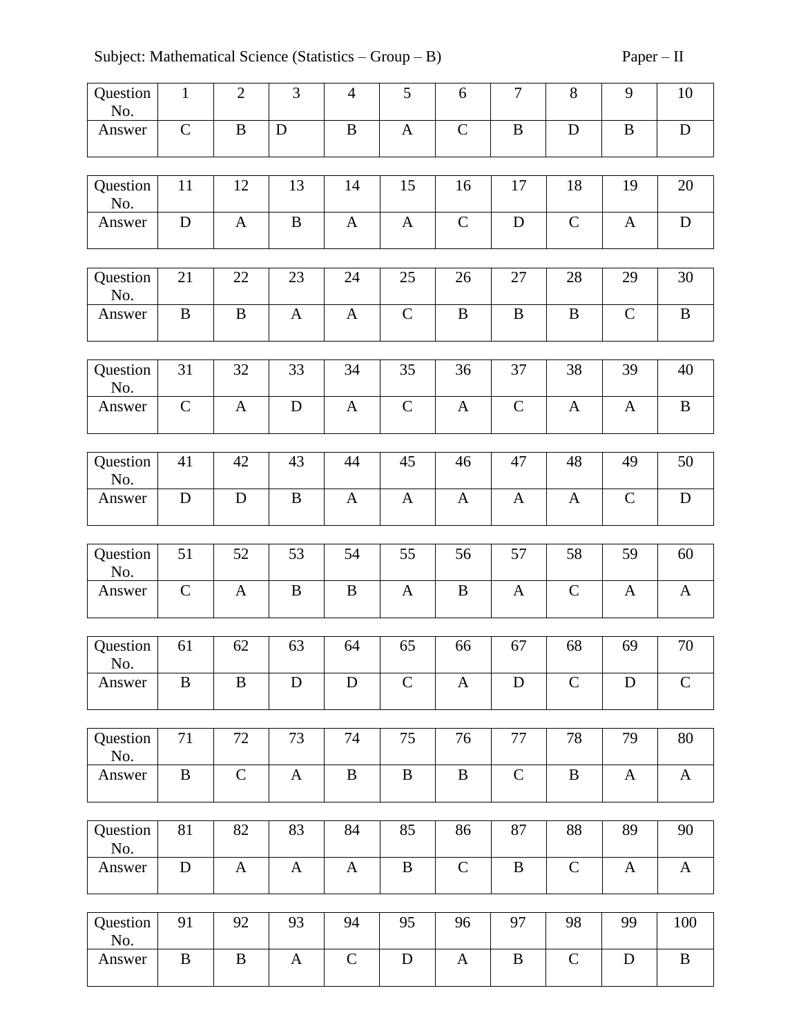Subject: Mathematical Science (Statistics – Group – B) Paper – II

| Question No. | 1 | 2 | 3 | 4 | 5 | 6 | 7 | 8 | 9 | 10 |
|---|---|---|---|---|---|---|---|---|---|---|
| Answer | C | B | D | B | A | C | B | D | B | D |

| Question No. | 11 | 12 | 13 | 14 | 15 | 16 | 17 | 18 | 19 | 20 |
|---|---|---|---|---|---|---|---|---|---|---|
| Answer | D | A | B | A | A | C | D | C | A | D |

| Question No. | 21 | 22 | 23 | 24 | 25 | 26 | 27 | 28 | 29 | 30 |
|---|---|---|---|---|---|---|---|---|---|---|
| Answer | B | B | A | A | C | B | B | B | C | B |

| Question No. | 31 | 32 | 33 | 34 | 35 | 36 | 37 | 38 | 39 | 40 |
|---|---|---|---|---|---|---|---|---|---|---|
| Answer | C | A | D | A | C | A | C | A | A | B |

| Question No. | 41 | 42 | 43 | 44 | 45 | 46 | 47 | 48 | 49 | 50 |
|---|---|---|---|---|---|---|---|---|---|---|
| Answer | D | D | B | A | A | A | A | A | C | D |

| Question No. | 51 | 52 | 53 | 54 | 55 | 56 | 57 | 58 | 59 | 60 |
|---|---|---|---|---|---|---|---|---|---|---|
| Answer | C | A | B | B | A | B | A | C | A | A |

| Question No. | 61 | 62 | 63 | 64 | 65 | 66 | 67 | 68 | 69 | 70 |
|---|---|---|---|---|---|---|---|---|---|---|
| Answer | B | B | D | D | C | A | D | C | D | C |

| Question No. | 71 | 72 | 73 | 74 | 75 | 76 | 77 | 78 | 79 | 80 |
|---|---|---|---|---|---|---|---|---|---|---|
| Answer | B | C | A | B | B | B | C | B | A | A |

| Question No. | 81 | 82 | 83 | 84 | 85 | 86 | 87 | 88 | 89 | 90 |
|---|---|---|---|---|---|---|---|---|---|---|
| Answer | D | A | A | A | B | C | B | C | A | A |

| Question No. | 91 | 92 | 93 | 94 | 95 | 96 | 97 | 98 | 99 | 100 |
|---|---|---|---|---|---|---|---|---|---|---|
| Answer | B | B | A | C | D | A | B | C | D | B |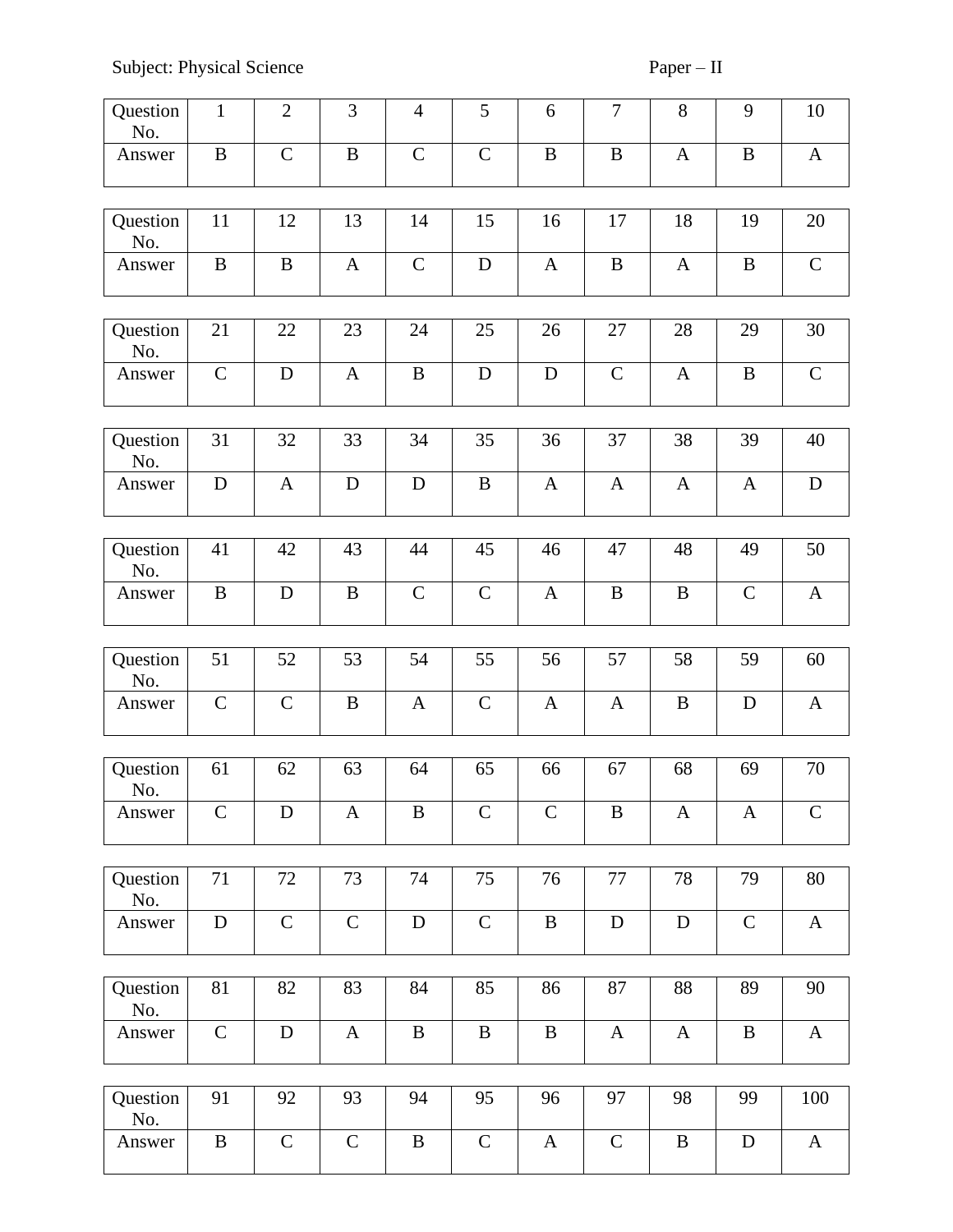Subject: Physical Science Paper – II

| Question No. | 1 | 2 | 3 | 4 | 5 | 6 | 7 | 8 | 9 | 10 |
|---|---|---|---|---|---|---|---|---|---|---|
| Answer | B | C | B | C | C | B | B | A | B | A |

| Question No. | 11 | 12 | 13 | 14 | 15 | 16 | 17 | 18 | 19 | 20 |
|---|---|---|---|---|---|---|---|---|---|---|
| Answer | B | B | A | C | D | A | B | A | B | C |

| Question No. | 21 | 22 | 23 | 24 | 25 | 26 | 27 | 28 | 29 | 30 |
|---|---|---|---|---|---|---|---|---|---|---|
| Answer | C | D | A | B | D | D | C | A | B | C |

| Question No. | 31 | 32 | 33 | 34 | 35 | 36 | 37 | 38 | 39 | 40 |
|---|---|---|---|---|---|---|---|---|---|---|
| Answer | D | A | D | D | B | A | A | A | A | D |

| Question No. | 41 | 42 | 43 | 44 | 45 | 46 | 47 | 48 | 49 | 50 |
|---|---|---|---|---|---|---|---|---|---|---|
| Answer | B | D | B | C | C | A | B | B | C | A |

| Question No. | 51 | 52 | 53 | 54 | 55 | 56 | 57 | 58 | 59 | 60 |
|---|---|---|---|---|---|---|---|---|---|---|
| Answer | C | C | B | A | C | A | A | B | D | A |

| Question No. | 61 | 62 | 63 | 64 | 65 | 66 | 67 | 68 | 69 | 70 |
|---|---|---|---|---|---|---|---|---|---|---|
| Answer | C | D | A | B | C | C | B | A | A | C |

| Question No. | 71 | 72 | 73 | 74 | 75 | 76 | 77 | 78 | 79 | 80 |
|---|---|---|---|---|---|---|---|---|---|---|
| Answer | D | C | C | D | C | B | D | D | C | A |

| Question No. | 81 | 82 | 83 | 84 | 85 | 86 | 87 | 88 | 89 | 90 |
|---|---|---|---|---|---|---|---|---|---|---|
| Answer | C | D | A | B | B | B | A | A | B | A |

| Question No. | 91 | 92 | 93 | 94 | 95 | 96 | 97 | 98 | 99 | 100 |
|---|---|---|---|---|---|---|---|---|---|---|
| Answer | B | C | C | B | C | A | C | B | D | A |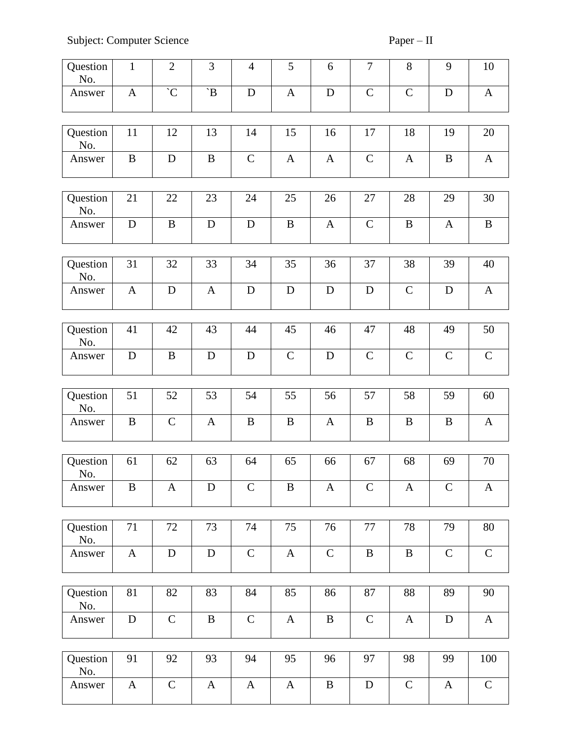Subject: Computer Science Paper – II

| Question No. | 1 | 2 | 3 | 4 | 5 | 6 | 7 | 8 | 9 | 10 |
|---|---|---|---|---|---|---|---|---|---|---|
| Answer | A | `C | `B | D | A | D | C | C | D | A |

| Question No. | 11 | 12 | 13 | 14 | 15 | 16 | 17 | 18 | 19 | 20 |
|---|---|---|---|---|---|---|---|---|---|---|
| Answer | B | D | B | C | A | A | C | A | B | A |

| Question No. | 21 | 22 | 23 | 24 | 25 | 26 | 27 | 28 | 29 | 30 |
|---|---|---|---|---|---|---|---|---|---|---|
| Answer | D | B | D | D | B | A | C | B | A | B |

| Question No. | 31 | 32 | 33 | 34 | 35 | 36 | 37 | 38 | 39 | 40 |
|---|---|---|---|---|---|---|---|---|---|---|
| Answer | A | D | A | D | D | D | D | C | D | A |

| Question No. | 41 | 42 | 43 | 44 | 45 | 46 | 47 | 48 | 49 | 50 |
|---|---|---|---|---|---|---|---|---|---|---|
| Answer | D | B | D | D | C | D | C | C | C | C |

| Question No. | 51 | 52 | 53 | 54 | 55 | 56 | 57 | 58 | 59 | 60 |
|---|---|---|---|---|---|---|---|---|---|---|
| Answer | B | C | A | B | B | A | B | B | B | A |

| Question No. | 61 | 62 | 63 | 64 | 65 | 66 | 67 | 68 | 69 | 70 |
|---|---|---|---|---|---|---|---|---|---|---|
| Answer | B | A | D | C | B | A | C | A | C | A |

| Question No. | 71 | 72 | 73 | 74 | 75 | 76 | 77 | 78 | 79 | 80 |
|---|---|---|---|---|---|---|---|---|---|---|
| Answer | A | D | D | C | A | C | B | B | C | C |

| Question No. | 81 | 82 | 83 | 84 | 85 | 86 | 87 | 88 | 89 | 90 |
|---|---|---|---|---|---|---|---|---|---|---|
| Answer | D | C | B | C | A | B | C | A | D | A |

| Question No. | 91 | 92 | 93 | 94 | 95 | 96 | 97 | 98 | 99 | 100 |
|---|---|---|---|---|---|---|---|---|---|---|
| Answer | A | C | A | A | A | B | D | C | A | C |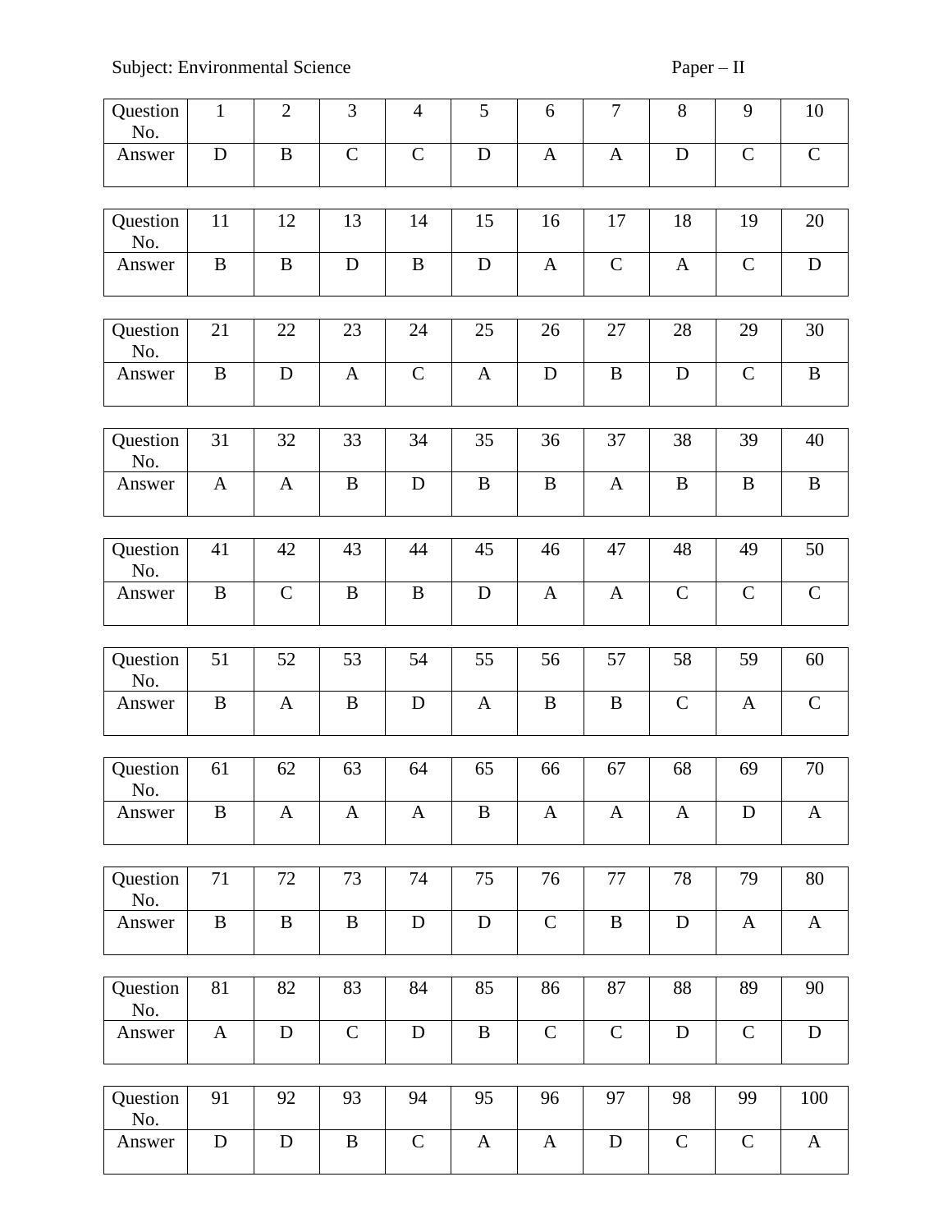Subject: Environmental Science Paper – II

| Question No. | 1 | 2 | 3 | 4 | 5 | 6 | 7 | 8 | 9 | 10 |
|---|---|---|---|---|---|---|---|---|---|---|
| Answer | D | B | C | C | D | A | A | D | C | C |

| Question No. | 11 | 12 | 13 | 14 | 15 | 16 | 17 | 18 | 19 | 20 |
|---|---|---|---|---|---|---|---|---|---|---|
| Answer | B | B | D | B | D | A | C | A | C | D |

| Question No. | 21 | 22 | 23 | 24 | 25 | 26 | 27 | 28 | 29 | 30 |
|---|---|---|---|---|---|---|---|---|---|---|
| Answer | B | D | A | C | A | D | B | D | C | B |

| Question No. | 31 | 32 | 33 | 34 | 35 | 36 | 37 | 38 | 39 | 40 |
|---|---|---|---|---|---|---|---|---|---|---|
| Answer | A | A | B | D | B | B | A | B | B | B |

| Question No. | 41 | 42 | 43 | 44 | 45 | 46 | 47 | 48 | 49 | 50 |
|---|---|---|---|---|---|---|---|---|---|---|
| Answer | B | C | B | B | D | A | A | C | C | C |

| Question No. | 51 | 52 | 53 | 54 | 55 | 56 | 57 | 58 | 59 | 60 |
|---|---|---|---|---|---|---|---|---|---|---|
| Answer | B | A | B | D | A | B | B | C | A | C |

| Question No. | 61 | 62 | 63 | 64 | 65 | 66 | 67 | 68 | 69 | 70 |
|---|---|---|---|---|---|---|---|---|---|---|
| Answer | B | A | A | A | B | A | A | A | D | A |

| Question No. | 71 | 72 | 73 | 74 | 75 | 76 | 77 | 78 | 79 | 80 |
|---|---|---|---|---|---|---|---|---|---|---|
| Answer | B | B | B | D | D | C | B | D | A | A |

| Question No. | 81 | 82 | 83 | 84 | 85 | 86 | 87 | 88 | 89 | 90 |
|---|---|---|---|---|---|---|---|---|---|---|
| Answer | A | D | C | D | B | C | C | D | C | D |

| Question No. | 91 | 92 | 93 | 94 | 95 | 96 | 97 | 98 | 99 | 100 |
|---|---|---|---|---|---|---|---|---|---|---|
| Answer | D | D | B | C | A | A | D | C | C | A |